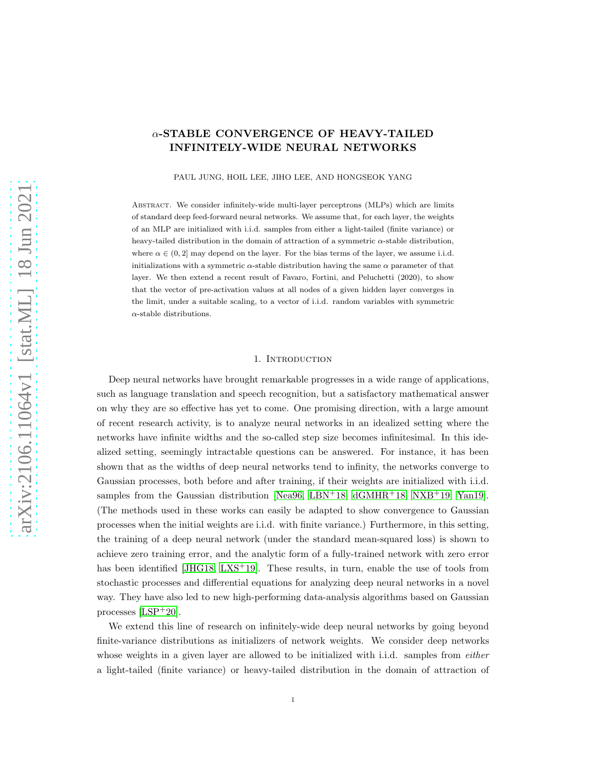# $\alpha$-STABLE CONVERGENCE OF HEAVY-TAILED INFINITELY-WIDE NEURAL NETWORKS

PAUL JUNG, HOIL LEE, JIHO LEE, AND HONGSEOK YANG

Abstract. We consider infinitely-wide multi-layer perceptrons (MLPs) which are limits of standard deep feed-forward neural networks. We assume that, for each layer, the weights of an MLP are initialized with i.i.d. samples from either a light-tailed (finite variance) or heavy-tailed distribution in the domain of attraction of a symmetric $\alpha$-stable distribution, where $\alpha \in (0, 2]$ may depend on the layer. For the bias terms of the layer, we assume i.i.d. initializations with a symmetric $\alpha$-stable distribution having the same $\alpha$ parameter of that layer. We then extend a recent result of Favaro, Fortini, and Peluchetti (2020), to show that the vector of pre-activation values at all nodes of a given hidden layer converges in the limit, under a suitable scaling, to a vector of i.i.d. random variables with symmetric $\alpha$-stable distributions.

## 1. Introduction

Deep neural networks have brought remarkable progresses in a wide range of applications, such as language translation and speech recognition, but a satisfactory mathematical answer on why they are so effective has yet to come. One promising direction, with a large amount of recent research activity, is to analyze neural networks in an idealized setting where the networks have infinite widths and the so-called step size becomes infinitesimal. In this idealized setting, seemingly intractable questions can be answered. For instance, it has been shown that as the widths of deep neural networks tend to infinity, the networks converge to Gaussian processes, both before and after training, if their weights are initialized with i.i.d. samples from the Gaussian distribution [Nea96, LBN+18, dGMHR+18, NXB+19, Yan19]. (The methods used in these works can easily be adapted to show convergence to Gaussian processes when the initial weights are i.i.d. with finite variance.) Furthermore, in this setting, the training of a deep neural network (under the standard mean-squared loss) is shown to achieve zero training error, and the analytic form of a fully-trained network with zero error has been identified [JHG18, LXS+19]. These results, in turn, enable the use of tools from stochastic processes and differential equations for analyzing deep neural networks in a novel way. They have also led to new high-performing data-analysis algorithms based on Gaussian processes [LSP+20].

We extend this line of research on infinitely-wide deep neural networks by going beyond finite-variance distributions as initializers of network weights. We consider deep networks whose weights in a given layer are allowed to be initialized with i.i.d. samples from *either* a light-tailed (finite variance) or heavy-tailed distribution in the domain of attraction of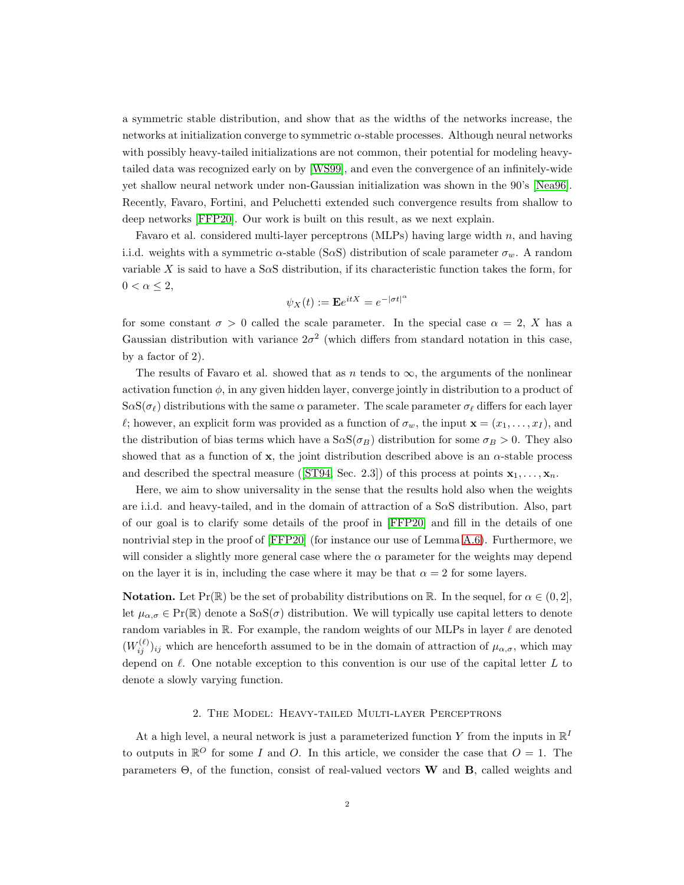a symmetric stable distribution, and show that as the widths of the networks increase, the networks at initialization converge to symmetric $\alpha$-stable processes. Although neural networks with possibly heavy-tailed initializations are not common, their potential for modeling heavy-tailed data was recognized early on by [WS99], and even the convergence of an infinitely-wide yet shallow neural network under non-Gaussian initialization was shown in the 90's [Nea96]. Recently, Favaro, Fortini, and Peluchetti extended such convergence results from shallow to deep networks [FFP20]. Our work is built on this result, as we next explain.

Favaro et al. considered multi-layer perceptrons (MLPs) having large width $n$, and having i.i.d. weights with a symmetric $\alpha$-stable (S$\alpha$S) distribution of scale parameter $\sigma_w$. A random variable $X$ is said to have a S$\alpha$S distribution, if its characteristic function takes the form, for $0 < \alpha \le 2$,

$$\psi_X(t) := \mathbf{E}e^{itX} = e^{-|\sigma t|^\alpha}$$

for some constant $\sigma > 0$ called the scale parameter. In the special case $\alpha = 2$, $X$ has a Gaussian distribution with variance $2\sigma^2$ (which differs from standard notation in this case, by a factor of 2).

The results of Favaro et al. showed that as $n$ tends to $\infty$, the arguments of the nonlinear activation function $\phi$, in any given hidden layer, converge jointly in distribution to a product of S$\alpha$S($\sigma_\ell$) distributions with the same $\alpha$ parameter. The scale parameter $\sigma_\ell$ differs for each layer $\ell$; however, an explicit form was provided as a function of $\sigma_w$, the input $\mathbf{x} = (x_1, \ldots, x_I)$, and the distribution of bias terms which have a S$\alpha$S($\sigma_B$) distribution for some $\sigma_B > 0$. They also showed that as a function of $\mathbf{x}$, the joint distribution described above is an $\alpha$-stable process and described the spectral measure ([ST94, Sec. 2.3]) of this process at points $\mathbf{x}_1, \ldots, \mathbf{x}_n$.

Here, we aim to show universality in the sense that the results hold also when the weights are i.i.d. and heavy-tailed, and in the domain of attraction of a S$\alpha$S distribution. Also, part of our goal is to clarify some details of the proof in [FFP20] and fill in the details of one nontrivial step in the proof of [FFP20] (for instance our use of Lemma A.6). Furthermore, we will consider a slightly more general case where the $\alpha$ parameter for the weights may depend on the layer it is in, including the case where it may be that $\alpha = 2$ for some layers.

**Notation.** Let $\Pr(\mathbb{R})$ be the set of probability distributions on $\mathbb{R}$. In the sequel, for $\alpha \in (0, 2]$, let $\mu_{\alpha,\sigma} \in \Pr(\mathbb{R})$ denote a S$\alpha$S($\sigma$) distribution. We will typically use capital letters to denote random variables in $\mathbb{R}$. For example, the random weights of our MLPs in layer $\ell$ are denoted $(W_{ij}^{(\ell)})_{ij}$ which are henceforth assumed to be in the domain of attraction of $\mu_{\alpha,\sigma}$, which may depend on $\ell$. One notable exception to this convention is our use of the capital letter $L$ to denote a slowly varying function.

## 2. The Model: Heavy-tailed Multi-layer Perceptrons

At a high level, a neural network is just a parameterized function $Y$ from the inputs in $\mathbb{R}^I$ to outputs in $\mathbb{R}^O$ for some $I$ and $O$. In this article, we consider the case that $O = 1$. The parameters $\Theta$, of the function, consist of real-valued vectors $\mathbf{W}$ and $\mathbf{B}$, called weights and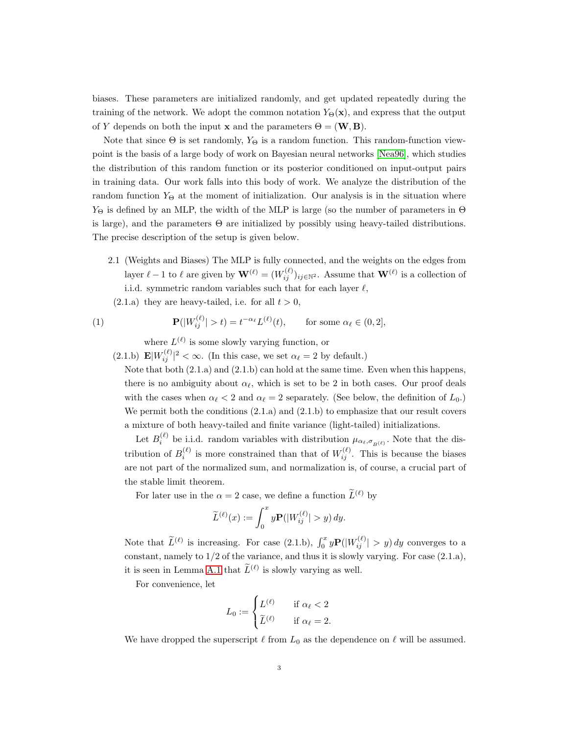biases. These parameters are initialized randomly, and get updated repeatedly during the training of the network. We adopt the common notation $Y_\Theta(\mathbf{x})$, and express that the output of $Y$ depends on both the input $\mathbf{x}$ and the parameters $\Theta = (\mathbf{W}, \mathbf{B})$.

Note that since $\Theta$ is set randomly, $Y_\Theta$ is a random function. This random-function viewpoint is the basis of a large body of work on Bayesian neural networks [Nea96], which studies the distribution of this random function or its posterior conditioned on input-output pairs in training data. Our work falls into this body of work. We analyze the distribution of the random function $Y_\Theta$ at the moment of initialization. Our analysis is in the situation where $Y_\Theta$ is defined by an MLP, the width of the MLP is large (so the number of parameters in $\Theta$ is large), and the parameters $\Theta$ are initialized by possibly using heavy-tailed distributions. The precise description of the setup is given below.

2.1 (Weights and Biases) The MLP is fully connected, and the weights on the edges from layer $\ell - 1$ to $\ell$ are given by $\mathbf{W}^{(\ell)} = (W_{ij}^{(\ell)})_{ij \in \mathbb{N}^2}$. Assume that $\mathbf{W}^{(\ell)}$ is a collection of i.i.d. symmetric random variables such that for each layer $\ell$,

(2.1.a) they are heavy-tailed, i.e. for all $t > 0$,

$$\mathbf{P}(|W_{ij}^{(\ell)}| > t) = t^{-\alpha_\ell} L^{(\ell)}(t), \qquad \text{for some } \alpha_\ell \in (0, 2], \tag{1}$$

where $L^{(\ell)}$ is some slowly varying function, or

(2.1.b) $\mathbf{E}|W_{ij}^{(\ell)}|^2 < \infty$. (In this case, we set $\alpha_\ell = 2$ by default.)

Note that both (2.1.a) and (2.1.b) can hold at the same time. Even when this happens, there is no ambiguity about $\alpha_\ell$, which is set to be 2 in both cases. Our proof deals with the cases when $\alpha_\ell < 2$ and $\alpha_\ell = 2$ separately. (See below, the definition of $L_0$.) We permit both the conditions (2.1.a) and (2.1.b) to emphasize that our result covers a mixture of both heavy-tailed and finite variance (light-tailed) initializations.

Let $B_i^{(\ell)}$ be i.i.d. random variables with distribution $\mu_{\alpha_\ell, \sigma_{B^{(\ell)}}}$. Note that the distribution of $B_i^{(\ell)}$ is more constrained than that of $W_{ij}^{(\ell)}$. This is because the biases are not part of the normalized sum, and normalization is, of course, a crucial part of the stable limit theorem.

For later use in the $\alpha = 2$ case, we define a function $\widetilde{L}^{(\ell)}$ by

$$\widetilde{L}^{(\ell)}(x) := \int_0^x y \mathbf{P}(|W_{ij}^{(\ell)}| > y)\, dy.$$

Note that $\widetilde{L}^{(\ell)}$ is increasing. For case (2.1.b), $\int_0^x y \mathbf{P}(|W_{ij}^{(\ell)}| > y)\, dy$ converges to a constant, namely to 1/2 of the variance, and thus it is slowly varying. For case (2.1.a), it is seen in Lemma A.1 that $\widetilde{L}^{(\ell)}$ is slowly varying as well.

For convenience, let

$$L_0 := \begin{cases} L^{(\ell)} & \text{if } \alpha_\ell < 2 \\ \widetilde{L}^{(\ell)} & \text{if } \alpha_\ell = 2. \end{cases}$$

We have dropped the superscript $\ell$ from $L_0$ as the dependence on $\ell$ will be assumed.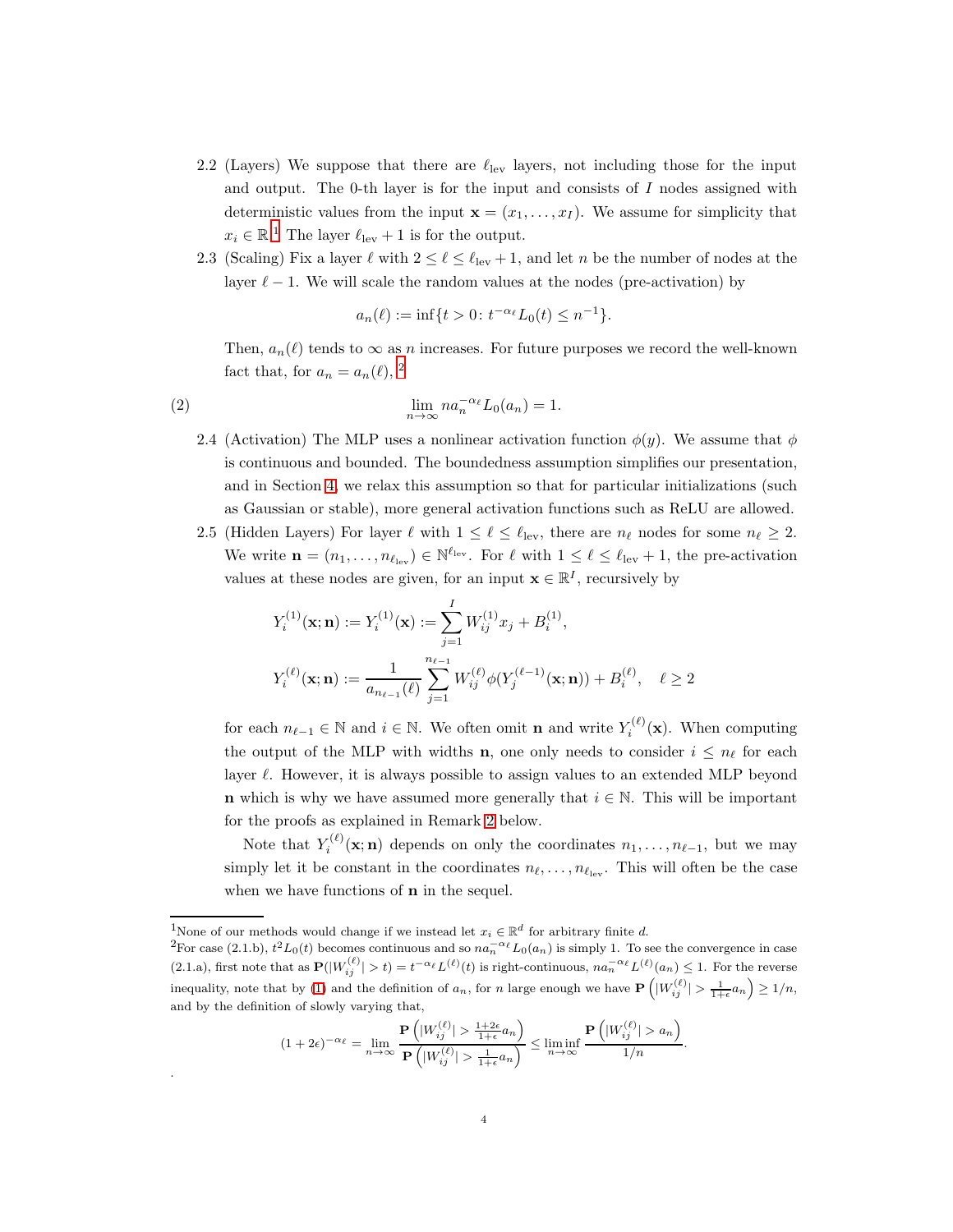2.2 (Layers) We suppose that there are $\ell_{\text{lev}}$ layers, not including those for the input and output. The 0-th layer is for the input and consists of $I$ nodes assigned with deterministic values from the input $\mathbf{x} = (x_1, \ldots, x_I)$. We assume for simplicity that $x_i \in \mathbb{R}$.[1] The layer $\ell_{\text{lev}} + 1$ is for the output.

2.3 (Scaling) Fix a layer $\ell$ with $2 \le \ell \le \ell_{\text{lev}} + 1$, and let $n$ be the number of nodes at the layer $\ell - 1$. We will scale the random values at the nodes (pre-activation) by

$$a_n(\ell) := \inf\{t > 0 \colon t^{-\alpha_\ell} L_0(t) \le n^{-1}\}.$$

Then, $a_n(\ell)$ tends to $\infty$ as $n$ increases. For future purposes we record the well-known fact that, for $a_n = a_n(\ell)$,[2]

$$\lim_{n \to \infty} n a_n^{-\alpha_\ell} L_0(a_n) = 1. \tag{2}$$

2.4 (Activation) The MLP uses a nonlinear activation function $\phi(y)$. We assume that $\phi$ is continuous and bounded. The boundedness assumption simplifies our presentation, and in Section 4, we relax this assumption so that for particular initializations (such as Gaussian or stable), more general activation functions such as ReLU are allowed.

2.5 (Hidden Layers) For layer $\ell$ with $1 \le \ell \le \ell_{\text{lev}}$, there are $n_\ell$ nodes for some $n_\ell \ge 2$. We write $\mathbf{n} = (n_1, \ldots, n_{\ell_{\text{lev}}}) \in \mathbb{N}^{\ell_{\text{lev}}}$. For $\ell$ with $1 \le \ell \le \ell_{\text{lev}} + 1$, the pre-activation values at these nodes are given, for an input $\mathbf{x} \in \mathbb{R}^I$, recursively by

$$Y_i^{(1)}(\mathbf{x}; \mathbf{n}) := Y_i^{(1)}(\mathbf{x}) := \sum_{j=1}^{I} W_{ij}^{(1)} x_j + B_i^{(1)},$$

$$Y_i^{(\ell)}(\mathbf{x}; \mathbf{n}) := \frac{1}{a_{n_{\ell-1}}(\ell)} \sum_{j=1}^{n_{\ell-1}} W_{ij}^{(\ell)} \phi(Y_j^{(\ell-1)}(\mathbf{x}; \mathbf{n})) + B_i^{(\ell)}, \quad \ell \ge 2$$

for each $n_{\ell-1} \in \mathbb{N}$ and $i \in \mathbb{N}$. We often omit $\mathbf{n}$ and write $Y_i^{(\ell)}(\mathbf{x})$. When computing the output of the MLP with widths $\mathbf{n}$, one only needs to consider $i \le n_\ell$ for each layer $\ell$. However, it is always possible to assign values to an extended MLP beyond $\mathbf{n}$ which is why we have assumed more generally that $i \in \mathbb{N}$. This will be important for the proofs as explained in Remark 2 below.

Note that $Y_i^{(\ell)}(\mathbf{x}; \mathbf{n})$ depends on only the coordinates $n_1, \ldots, n_{\ell-1}$, but we may simply let it be constant in the coordinates $n_\ell, \ldots, n_{\ell_{\text{lev}}}$. This will often be the case when we have functions of $\mathbf{n}$ in the sequel.

---

[1] None of our methods would change if we instead let $x_i \in \mathbb{R}^d$ for arbitrary finite $d$.

[2] For case (2.1.b), $t^2 L_0(t)$ becomes continuous and so $n a_n^{-\alpha_\ell} L_0(a_n)$ is simply 1. To see the convergence in case (2.1.a), first note that as $\mathbf{P}(|W_{ij}^{(\ell)}| > t) = t^{-\alpha_\ell} L^{(\ell)}(t)$ is right-continuous, $n a_n^{-\alpha_\ell} L^{(\ell)}(a_n) \le 1$. For the reverse inequality, note that by (1) and the definition of $a_n$, for $n$ large enough we have $\mathbf{P}\left(|W_{ij}^{(\ell)}| > \frac{1}{1+\epsilon} a_n\right) \ge 1/n$, and by the definition of slowly varying that,

$$(1+2\epsilon)^{-\alpha_\ell} = \lim_{n \to \infty} \frac{\mathbf{P}\left(|W_{ij}^{(\ell)}| > \frac{1+2\epsilon}{1+\epsilon} a_n\right)}{\mathbf{P}\left(|W_{ij}^{(\ell)}| > \frac{1}{1+\epsilon} a_n\right)} \le \liminf_{n \to \infty} \frac{\mathbf{P}\left(|W_{ij}^{(\ell)}| > a_n\right)}{1/n}.$$

.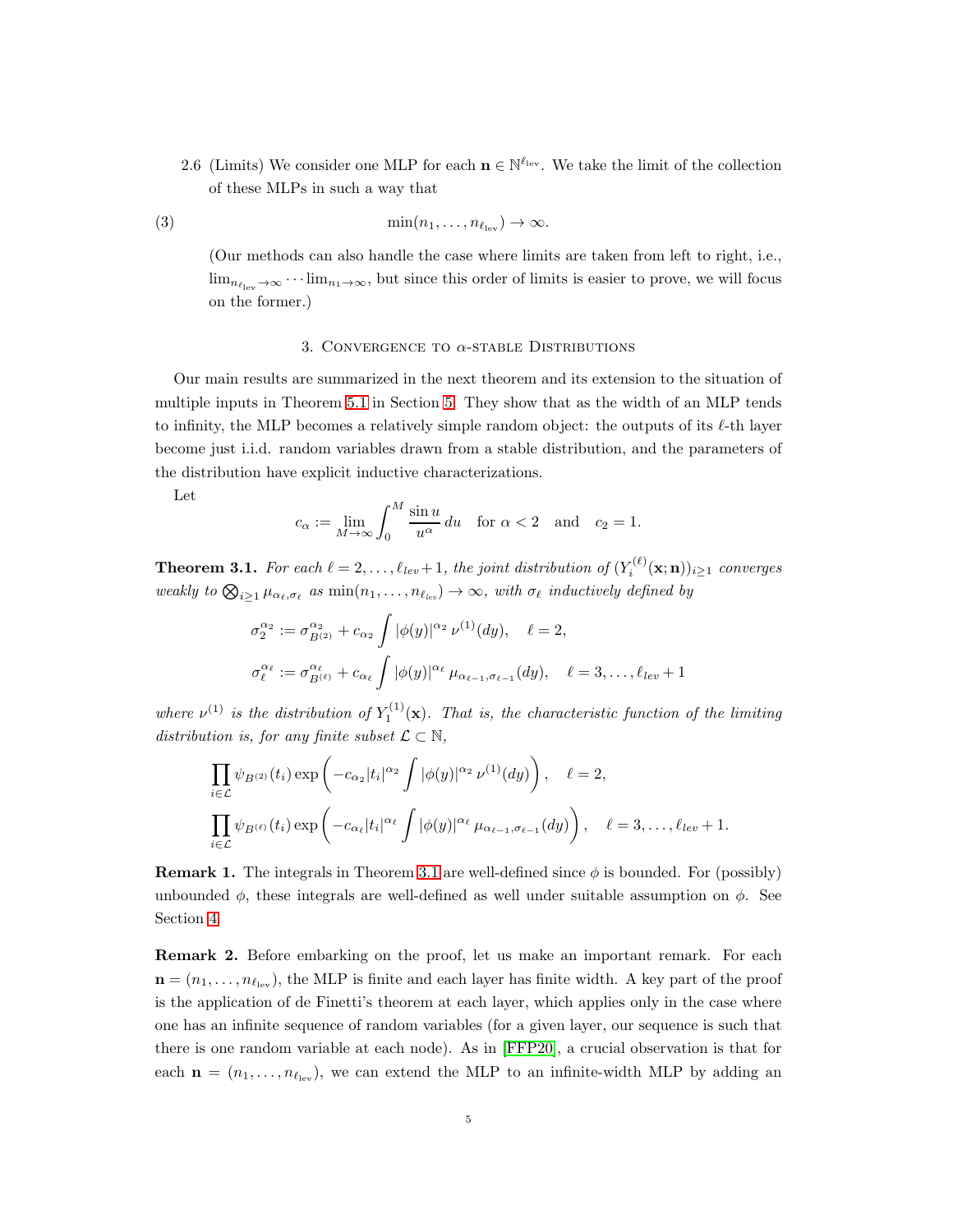2.6 (Limits) We consider one MLP for each $\mathbf{n} \in \mathbb{N}^{\ell_{\text{lev}}}$. We take the limit of the collection of these MLPs in such a way that

$$\min(n_1, \ldots, n_{\ell_{\text{lev}}}) \to \infty. \tag{3}$$

(Our methods can also handle the case where limits are taken from left to right, i.e., $\lim_{n_{\ell_{\text{lev}}} \to \infty} \cdots \lim_{n_1 \to \infty}$, but since this order of limits is easier to prove, we will focus on the former.)

## 3. Convergence to $\alpha$-stable Distributions

Our main results are summarized in the next theorem and its extension to the situation of multiple inputs in Theorem 5.1 in Section 5. They show that as the width of an MLP tends to infinity, the MLP becomes a relatively simple random object: the outputs of its $\ell$-th layer become just i.i.d. random variables drawn from a stable distribution, and the parameters of the distribution have explicit inductive characterizations.

Let

$$c_\alpha := \lim_{M \to \infty} \int_0^M \frac{\sin u}{u^\alpha} \, du \quad \text{for } \alpha < 2 \quad \text{and} \quad c_2 = 1.$$

**Theorem 3.1.** *For each $\ell = 2, \ldots, \ell_{lev}+1$, the joint distribution of $(Y_i^{(\ell)}(\mathbf{x}; \mathbf{n}))_{i \geq 1}$ converges weakly to $\bigotimes_{i \geq 1} \mu_{\alpha_\ell, \sigma_\ell}$ as $\min(n_1, \ldots, n_{\ell_{lev}}) \to \infty$, with $\sigma_\ell$ inductively defined by*

$$\sigma_2^{\alpha_2} := \sigma_{B^{(2)}}^{\alpha_2} + c_{\alpha_2} \int |\phi(y)|^{\alpha_2} \, \nu^{(1)}(dy), \quad \ell = 2,$$

$$\sigma_\ell^{\alpha_\ell} := \sigma_{B^{(\ell)}}^{\alpha_\ell} + c_{\alpha_\ell} \int |\phi(y)|^{\alpha_\ell} \, \mu_{\alpha_{\ell-1}, \sigma_{\ell-1}}(dy), \quad \ell = 3, \ldots, \ell_{lev}+1$$

*where $\nu^{(1)}$ is the distribution of $Y_1^{(1)}(\mathbf{x})$. That is, the characteristic function of the limiting distribution is, for any finite subset $\mathcal{L} \subset \mathbb{N}$,*

$$\prod_{i \in \mathcal{L}} \psi_{B^{(2)}}(t_i) \exp\left( -c_{\alpha_2} |t_i|^{\alpha_2} \int |\phi(y)|^{\alpha_2} \, \nu^{(1)}(dy) \right), \quad \ell = 2,$$

$$\prod_{i \in \mathcal{L}} \psi_{B^{(\ell)}}(t_i) \exp\left( -c_{\alpha_\ell} |t_i|^{\alpha_\ell} \int |\phi(y)|^{\alpha_\ell} \, \mu_{\alpha_{\ell-1}, \sigma_{\ell-1}}(dy) \right), \quad \ell = 3, \ldots, \ell_{lev}+1.$$

**Remark 1.** The integrals in Theorem 3.1 are well-defined since $\phi$ is bounded. For (possibly) unbounded $\phi$, these integrals are well-defined as well under suitable assumption on $\phi$. See Section 4.

**Remark 2.** Before embarking on the proof, let us make an important remark. For each $\mathbf{n} = (n_1, \ldots, n_{\ell_{\text{lev}}})$, the MLP is finite and each layer has finite width. A key part of the proof is the application of de Finetti's theorem at each layer, which applies only in the case where one has an infinite sequence of random variables (for a given layer, our sequence is such that there is one random variable at each node). As in [FFP20], a crucial observation is that for each $\mathbf{n} = (n_1, \ldots, n_{\ell_{\text{lev}}})$, we can extend the MLP to an infinite-width MLP by adding an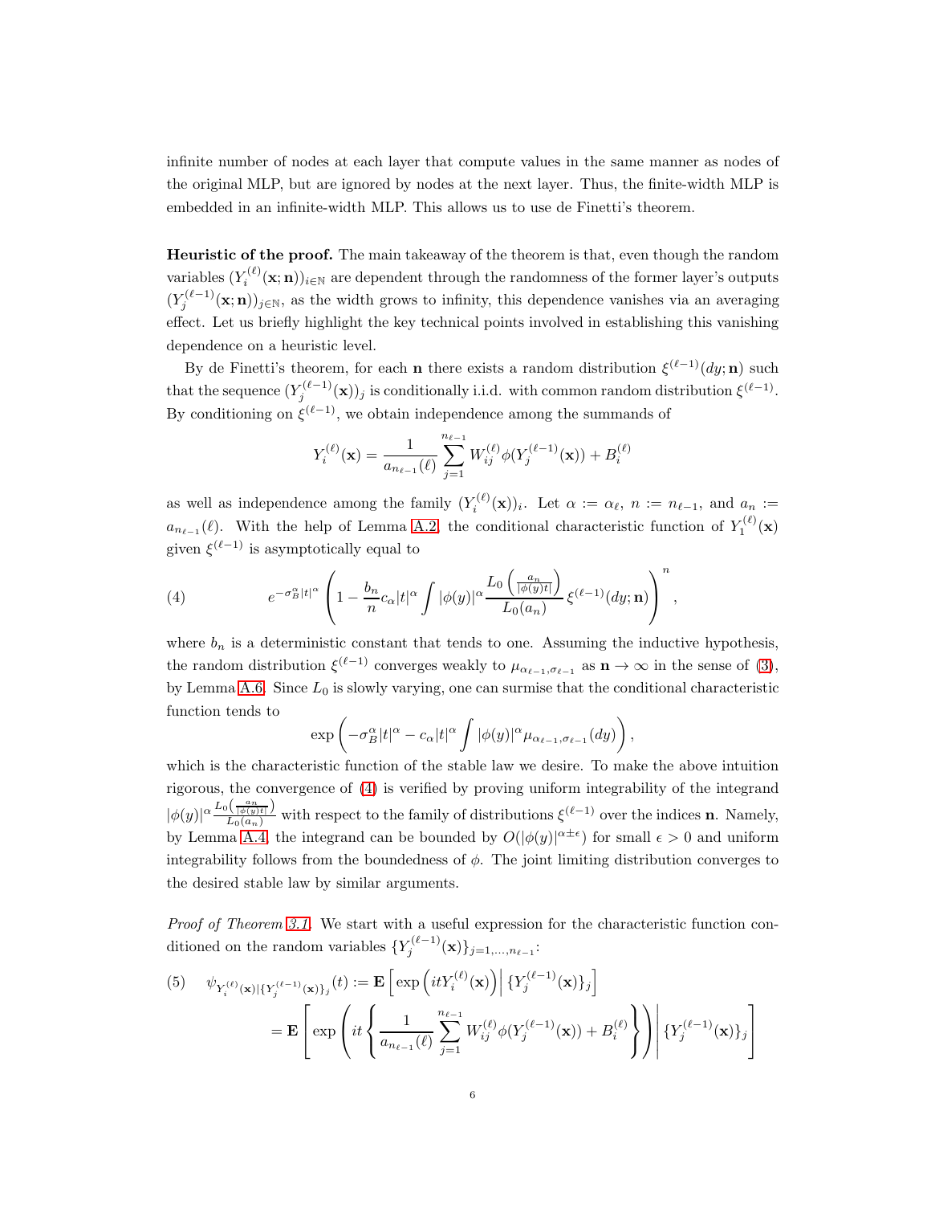infinite number of nodes at each layer that compute values in the same manner as nodes of the original MLP, but are ignored by nodes at the next layer. Thus, the finite-width MLP is embedded in an infinite-width MLP. This allows us to use de Finetti's theorem.

**Heuristic of the proof.** The main takeaway of the theorem is that, even though the random variables $(Y_i^{(\ell)}(\mathbf{x};\mathbf{n}))_{i\in\mathbb{N}}$ are dependent through the randomness of the former layer's outputs $(Y_j^{(\ell-1)}(\mathbf{x};\mathbf{n}))_{j\in\mathbb{N}}$, as the width grows to infinity, this dependence vanishes via an averaging effect. Let us briefly highlight the key technical points involved in establishing this vanishing dependence on a heuristic level.

By de Finetti's theorem, for each $\mathbf{n}$ there exists a random distribution $\xi^{(\ell-1)}(dy;\mathbf{n})$ such that the sequence $(Y_j^{(\ell-1)}(\mathbf{x}))_j$ is conditionally i.i.d. with common random distribution $\xi^{(\ell-1)}$. By conditioning on $\xi^{(\ell-1)}$, we obtain independence among the summands of

$$Y_i^{(\ell)}(\mathbf{x}) = \frac{1}{a_{n_{\ell-1}}(\ell)} \sum_{j=1}^{n_{\ell-1}} W_{ij}^{(\ell)} \phi(Y_j^{(\ell-1)}(\mathbf{x})) + B_i^{(\ell)}$$

as well as independence among the family $(Y_i^{(\ell)}(\mathbf{x}))_i$. Let $\alpha := \alpha_\ell$, $n := n_{\ell-1}$, and $a_n := a_{n_{\ell-1}}(\ell)$. With the help of Lemma A.2, the conditional characteristic function of $Y_1^{(\ell)}(\mathbf{x})$ given $\xi^{(\ell-1)}$ is asymptotically equal to

$$e^{-\sigma_B^\alpha |t|^\alpha} \left(1 - \frac{b_n}{n} c_\alpha |t|^\alpha \int |\phi(y)|^\alpha \frac{L_0\left(\frac{a_n}{|\phi(y)t|}\right)}{L_0(a_n)} \xi^{(\ell-1)}(dy;\mathbf{n})\right)^n, \tag{4}$$

where $b_n$ is a deterministic constant that tends to one. Assuming the inductive hypothesis, the random distribution $\xi^{(\ell-1)}$ converges weakly to $\mu_{\alpha_{\ell-1},\sigma_{\ell-1}}$ as $\mathbf{n}\to\infty$ in the sense of (3), by Lemma A.6. Since $L_0$ is slowly varying, one can surmise that the conditional characteristic function tends to

$$\exp\left(-\sigma_B^\alpha |t|^\alpha - c_\alpha |t|^\alpha \int |\phi(y)|^\alpha \mu_{\alpha_{\ell-1},\sigma_{\ell-1}}(dy)\right),$$

which is the characteristic function of the stable law we desire. To make the above intuition rigorous, the convergence of (4) is verified by proving uniform integrability of the integrand $|\phi(y)|^\alpha \frac{L_0\left(\frac{a_n}{|\phi(y)t|}\right)}{L_0(a_n)}$ with respect to the family of distributions $\xi^{(\ell-1)}$ over the indices $\mathbf{n}$. Namely, by Lemma A.4, the integrand can be bounded by $O(|\phi(y)|^{\alpha\pm\epsilon})$ for small $\epsilon>0$ and uniform integrability follows from the boundedness of $\phi$. The joint limiting distribution converges to the desired stable law by similar arguments.

*Proof of Theorem 3.1.* We start with a useful expression for the characteristic function conditioned on the random variables $\{Y_j^{(\ell-1)}(\mathbf{x})\}_{j=1,\dots,n_{\ell-1}}$:

$$\begin{aligned}
\psi_{Y_i^{(\ell)}(\mathbf{x})|\{Y_j^{(\ell-1)}(\mathbf{x})\}_j}(t) &:= \mathbf{E}\left[\exp\left(itY_i^{(\ell)}(\mathbf{x})\right) \Big| \{Y_j^{(\ell-1)}(\mathbf{x})\}_j\right] \\
&= \mathbf{E}\left[\exp\left(it\left\{\frac{1}{a_{n_{\ell-1}}(\ell)} \sum_{j=1}^{n_{\ell-1}} W_{ij}^{(\ell)} \phi(Y_j^{(\ell-1)}(\mathbf{x})) + B_i^{(\ell)}\right\}\right) \Bigg| \{Y_j^{(\ell-1)}(\mathbf{x})\}_j\right]
\end{aligned} \tag{5}$$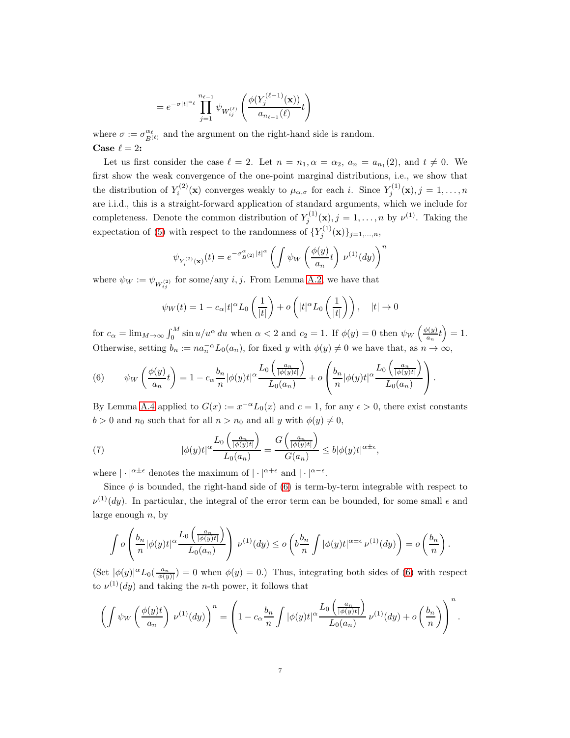$$= e^{-\sigma|t|^{\alpha_\ell}} \prod_{j=1}^{n_{\ell-1}} \psi_{W_{ij}^{(\ell)}} \left( \frac{\phi(Y_j^{(\ell-1)}(\mathbf{x}))}{a_{n_{\ell-1}}(\ell)} t \right)$$

where $\sigma := \sigma_{B^{(\ell)}}^{\alpha_\ell}$ and the argument on the right-hand side is random.

**Case $\ell = 2$:**

Let us first consider the case $\ell = 2$. Let $n = n_1, \alpha = \alpha_2$, $a_n = a_{n_1}(2)$, and $t \neq 0$. We first show the weak convergence of the one-point marginal distributions, i.e., we show that the distribution of $Y_i^{(2)}(\mathbf{x})$ converges weakly to $\mu_{\alpha,\sigma}$ for each $i$. Since $Y_j^{(1)}(\mathbf{x}), j = 1, \dots, n$ are i.i.d., this is a straight-forward application of standard arguments, which we include for completeness. Denote the common distribution of $Y_j^{(1)}(\mathbf{x}), j = 1, \dots, n$ by $\nu^{(1)}$. Taking the expectation of (5) with respect to the randomness of $\{Y_j^{(1)}(\mathbf{x})\}_{j=1,\dots,n}$,

$$\psi_{Y_i^{(2)}(\mathbf{x})}(t) = e^{-\sigma_{B^{(2)}}^{\alpha}|t|^\alpha} \left( \int \psi_W \left( \frac{\phi(y)}{a_n} t \right) \nu^{(1)}(dy) \right)^n$$

where $\psi_W := \psi_{W_{ij}^{(2)}}$ for some/any $i, j$. From Lemma A.2, we have that

$$\psi_W(t) = 1 - c_\alpha |t|^\alpha L_0\left(\frac{1}{|t|}\right) + o\left(|t|^\alpha L_0\left(\frac{1}{|t|}\right)\right), \quad |t| \to 0$$

for $c_\alpha = \lim_{M\to\infty} \int_0^M \sin u/u^\alpha \, du$ when $\alpha < 2$ and $c_2 = 1$. If $\phi(y) = 0$ then $\psi_W\left(\frac{\phi(y)}{a_n}t\right) = 1$. Otherwise, setting $b_n := n a_n^{-\alpha} L_0(a_n)$, for fixed $y$ with $\phi(y) \neq 0$ we have that, as $n \to \infty$,

$$\psi_W\left(\frac{\phi(y)}{a_n}t\right) = 1 - c_\alpha \frac{b_n}{n} |\phi(y)t|^\alpha \frac{L_0\left(\frac{a_n}{|\phi(y)t|}\right)}{L_0(a_n)} + o\left(\frac{b_n}{n} |\phi(y)t|^\alpha \frac{L_0\left(\frac{a_n}{|\phi(y)t|}\right)}{L_0(a_n)}\right). \tag{6}$$

By Lemma A.4 applied to $G(x) := x^{-\alpha} L_0(x)$ and $c = 1$, for any $\epsilon > 0$, there exist constants $b > 0$ and $n_0$ such that for all $n > n_0$ and all $y$ with $\phi(y) \neq 0$,

$$|\phi(y)t|^\alpha \frac{L_0\left(\frac{a_n}{|\phi(y)t|}\right)}{L_0(a_n)} = \frac{G\left(\frac{a_n}{|\phi(y)t|}\right)}{G(a_n)} \leq b|\phi(y)t|^{\alpha\pm\epsilon}, \tag{7}$$

where $|\cdot|^{\alpha\pm\epsilon}$ denotes the maximum of $|\cdot|^{\alpha+\epsilon}$ and $|\cdot|^{\alpha-\epsilon}$.

Since $\phi$ is bounded, the right-hand side of (6) is term-by-term integrable with respect to $\nu^{(1)}(dy)$. In particular, the integral of the error term can be bounded, for some small $\epsilon$ and large enough $n$, by

$$\int o\left(\frac{b_n}{n} |\phi(y)t|^\alpha \frac{L_0\left(\frac{a_n}{|\phi(y)t|}\right)}{L_0(a_n)}\right) \nu^{(1)}(dy) \leq o\left(b\frac{b_n}{n} \int |\phi(y)t|^{\alpha\pm\epsilon} \nu^{(1)}(dy)\right) = o\left(\frac{b_n}{n}\right).$$

(Set $|\phi(y)|^\alpha L_0(\frac{a_n}{|\phi(y)|}) = 0$ when $\phi(y) = 0$.) Thus, integrating both sides of (6) with respect to $\nu^{(1)}(dy)$ and taking the $n$-th power, it follows that

$$\left(\int \psi_W\left(\frac{\phi(y)t}{a_n}\right) \nu^{(1)}(dy)\right)^n = \left(1 - c_\alpha \frac{b_n}{n} \int |\phi(y)t|^\alpha \frac{L_0\left(\frac{a_n}{|\phi(y)t|}\right)}{L_0(a_n)} \nu^{(1)}(dy) + o\left(\frac{b_n}{n}\right)\right)^n.$$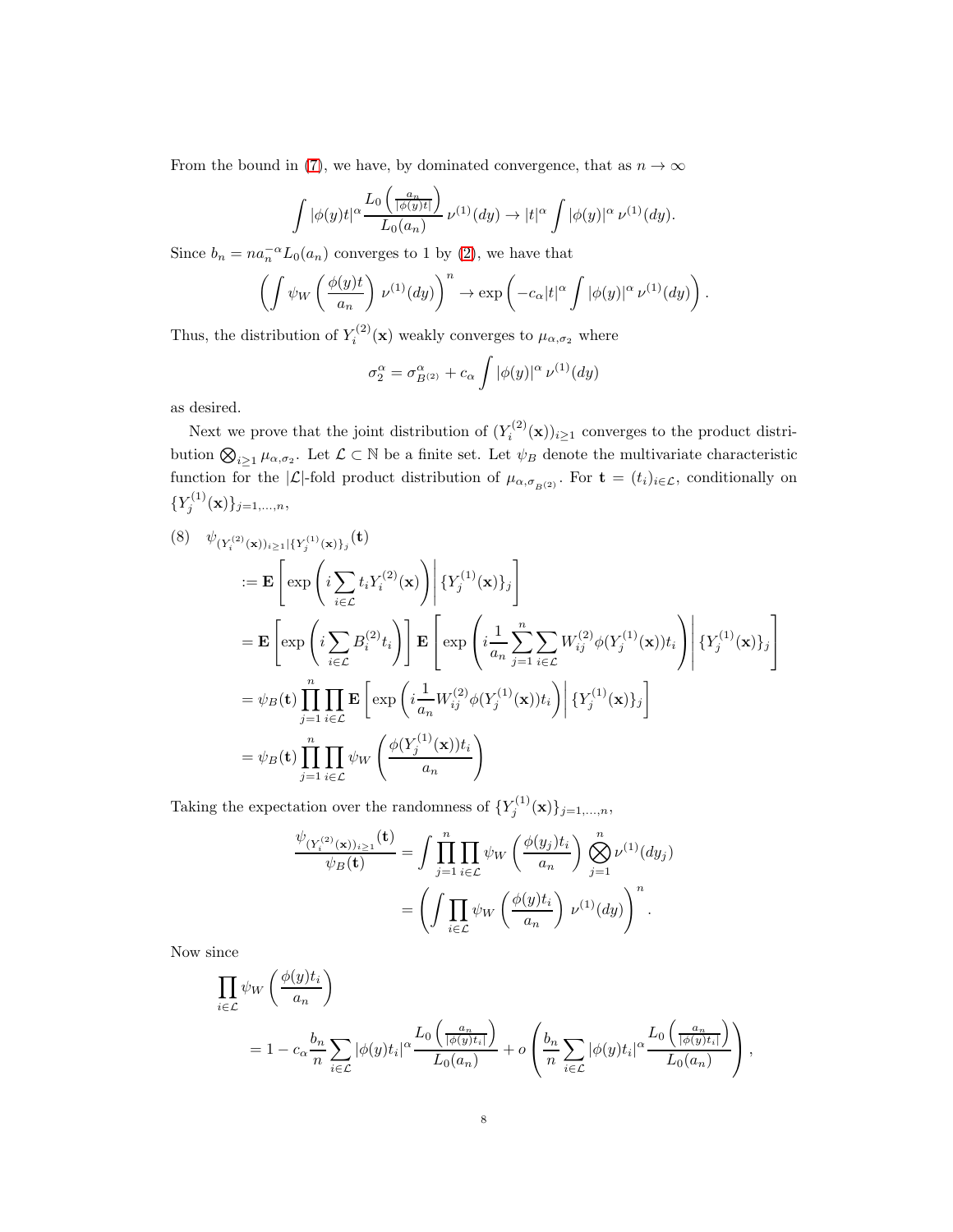From the bound in (7), we have, by dominated convergence, that as $n \to \infty$

$$\int |\phi(y)t|^\alpha \frac{L_0\left(\frac{a_n}{|\phi(y)t|}\right)}{L_0(a_n)} \, \nu^{(1)}(dy) \to |t|^\alpha \int |\phi(y)|^\alpha \, \nu^{(1)}(dy).$$

Since $b_n = n a_n^{-\alpha} L_0(a_n)$ converges to 1 by (2), we have that

$$\left( \int \psi_W \left( \frac{\phi(y)t}{a_n} \right) \, \nu^{(1)}(dy) \right)^n \to \exp\left( -c_\alpha |t|^\alpha \int |\phi(y)|^\alpha \, \nu^{(1)}(dy) \right).$$

Thus, the distribution of $Y_i^{(2)}(\mathbf{x})$ weakly converges to $\mu_{\alpha,\sigma_2}$ where

$$\sigma_2^\alpha = \sigma_{B^{(2)}}^\alpha + c_\alpha \int |\phi(y)|^\alpha \, \nu^{(1)}(dy)$$

as desired.

Next we prove that the joint distribution of $(Y_i^{(2)}(\mathbf{x}))_{i \geq 1}$ converges to the product distribution $\bigotimes_{i \geq 1} \mu_{\alpha,\sigma_2}$. Let $\mathcal{L} \subset \mathbb{N}$ be a finite set. Let $\psi_B$ denote the multivariate characteristic function for the $|\mathcal{L}|$-fold product distribution of $\mu_{\alpha,\sigma_{B^{(2)}}}$. For $\mathbf{t} = (t_i)_{i \in \mathcal{L}}$, conditionally on $\{Y_j^{(1)}(\mathbf{x})\}_{j=1,\dots,n}$,

$$
\begin{aligned}
(8) \quad & \psi_{(Y_i^{(2)}(\mathbf{x}))_{i\geq 1} | \{Y_j^{(1)}(\mathbf{x})\}_j}(\mathbf{t}) \\
&:= \mathbf{E}\left[ \exp\left( i \sum_{i \in \mathcal{L}} t_i Y_i^{(2)}(\mathbf{x}) \right) \middle| \{Y_j^{(1)}(\mathbf{x})\}_j \right] \\
&= \mathbf{E}\left[ \exp\left( i \sum_{i \in \mathcal{L}} B_i^{(2)} t_i \right) \right] \mathbf{E}\left[ \exp\left( i \frac{1}{a_n} \sum_{j=1}^n \sum_{i \in \mathcal{L}} W_{ij}^{(2)} \phi(Y_j^{(1)}(\mathbf{x})) t_i \right) \middle| \{Y_j^{(1)}(\mathbf{x})\}_j \right] \\
&= \psi_B(\mathbf{t}) \prod_{j=1}^n \prod_{i \in \mathcal{L}} \mathbf{E}\left[ \exp\left( i \frac{1}{a_n} W_{ij}^{(2)} \phi(Y_j^{(1)}(\mathbf{x})) t_i \right) \middle| \{Y_j^{(1)}(\mathbf{x})\}_j \right] \\
&= \psi_B(\mathbf{t}) \prod_{j=1}^n \prod_{i \in \mathcal{L}} \psi_W\left( \frac{\phi(Y_j^{(1)}(\mathbf{x})) t_i}{a_n} \right)
\end{aligned}
$$

Taking the expectation over the randomness of $\{Y_j^{(1)}(\mathbf{x})\}_{j=1,\dots,n}$,

$$
\begin{aligned}
\frac{\psi_{(Y_i^{(2)}(\mathbf{x}))_{i\geq 1}}(\mathbf{t})}{\psi_B(\mathbf{t})} &= \int \prod_{j=1}^n \prod_{i \in \mathcal{L}} \psi_W\left( \frac{\phi(y_j) t_i}{a_n} \right) \bigotimes_{j=1}^n \nu^{(1)}(dy_j) \\
&= \left( \int \prod_{i \in \mathcal{L}} \psi_W\left( \frac{\phi(y) t_i}{a_n} \right) \, \nu^{(1)}(dy) \right)^n.
\end{aligned}
$$

Now since

$$
\begin{aligned}
& \prod_{i \in \mathcal{L}} \psi_W\left( \frac{\phi(y) t_i}{a_n} \right) \\
&\quad = 1 - c_\alpha \frac{b_n}{n} \sum_{i \in \mathcal{L}} |\phi(y) t_i|^\alpha \frac{L_0\left(\frac{a_n}{|\phi(y)t_i|}\right)}{L_0(a_n)} + o\left( \frac{b_n}{n} \sum_{i \in \mathcal{L}} |\phi(y) t_i|^\alpha \frac{L_0\left(\frac{a_n}{|\phi(y)t_i|}\right)}{L_0(a_n)} \right),
\end{aligned}
$$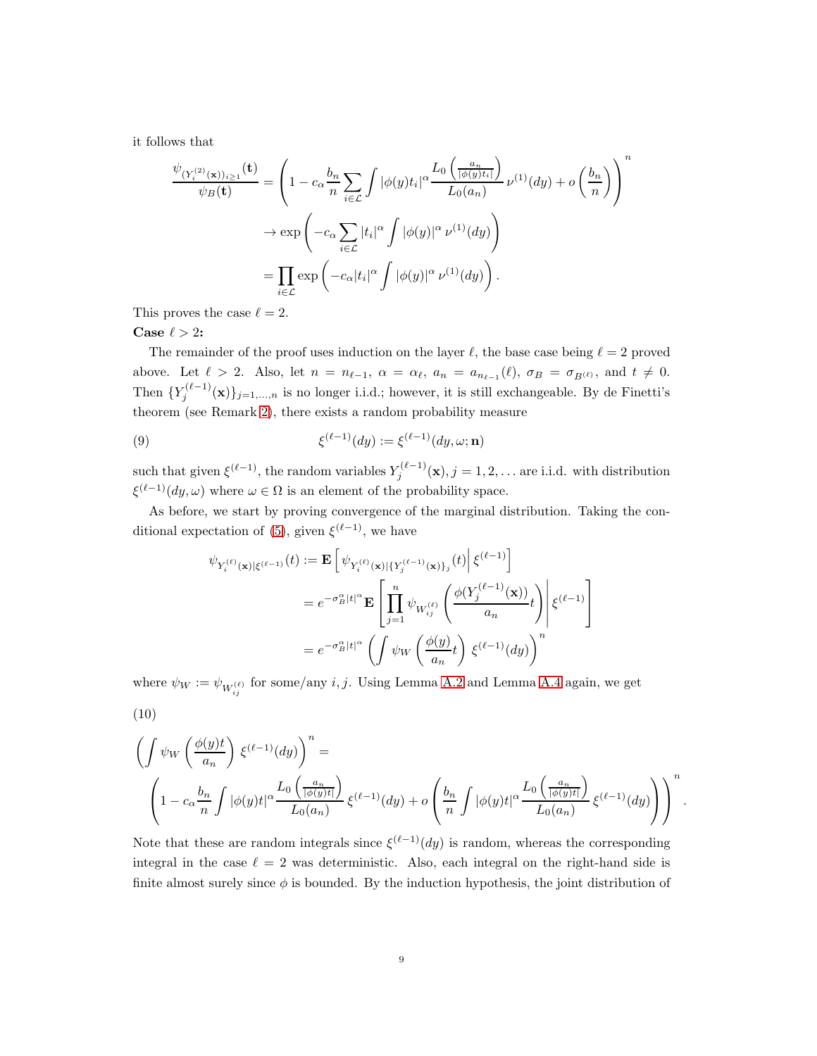it follows that

$$
\begin{aligned}
\frac{\psi_{(Y_i^{(2)}(\mathbf{x}))_{i\geq 1}}(\mathbf{t})}{\psi_B(\mathbf{t})} &= \left(1 - c_\alpha \frac{b_n}{n} \sum_{i\in\mathcal{L}} \int |\phi(y)t_i|^\alpha \frac{L_0\left(\frac{a_n}{|\phi(y)t_i|}\right)}{L_0(a_n)}\, \nu^{(1)}(dy) + o\left(\frac{b_n}{n}\right)\right)^n \\
&\to \exp\left(-c_\alpha \sum_{i\in\mathcal{L}} |t_i|^\alpha \int |\phi(y)|^\alpha\, \nu^{(1)}(dy)\right) \\
&= \prod_{i\in\mathcal{L}} \exp\left(-c_\alpha |t_i|^\alpha \int |\phi(y)|^\alpha\, \nu^{(1)}(dy)\right).
\end{aligned}
$$

This proves the case $\ell = 2$.

**Case $\ell > 2$:**

The remainder of the proof uses induction on the layer $\ell$, the base case being $\ell = 2$ proved above. Let $\ell > 2$. Also, let $n = n_{\ell-1}$, $\alpha = \alpha_\ell$, $a_n = a_{n_{\ell-1}}(\ell)$, $\sigma_B = \sigma_{B^{(\ell)}}$, and $t \neq 0$. Then $\{Y_j^{(\ell-1)}(\mathbf{x})\}_{j=1,\dots,n}$ is no longer i.i.d.; however, it is still exchangeable. By de Finetti's theorem (see Remark 2), there exists a random probability measure

$$
\xi^{(\ell-1)}(dy) := \xi^{(\ell-1)}(dy, \omega; \mathbf{n}) \tag{9}
$$

such that given $\xi^{(\ell-1)}$, the random variables $Y_j^{(\ell-1)}(\mathbf{x}), j = 1, 2, \dots$ are i.i.d. with distribution $\xi^{(\ell-1)}(dy, \omega)$ where $\omega \in \Omega$ is an element of the probability space.

As before, we start by proving convergence of the marginal distribution. Taking the conditional expectation of (5), given $\xi^{(\ell-1)}$, we have

$$
\begin{aligned}
\psi_{Y_i^{(\ell)}(\mathbf{x})|\xi^{(\ell-1)}}(t) &:= \mathbf{E}\left[\psi_{Y_i^{(\ell)}(\mathbf{x})|\{Y_j^{(\ell-1)}(\mathbf{x})\}_j}(t) \,\middle|\, \xi^{(\ell-1)}\right] \\
&= e^{-\sigma_B^\alpha |t|^\alpha} \mathbf{E}\left[\prod_{j=1}^n \psi_{W_{ij}^{(\ell)}}\left(\frac{\phi(Y_j^{(\ell-1)}(\mathbf{x}))}{a_n} t\right) \,\middle|\, \xi^{(\ell-1)}\right] \\
&= e^{-\sigma_B^\alpha |t|^\alpha} \left(\int \psi_W\left(\frac{\phi(y)}{a_n} t\right)\, \xi^{(\ell-1)}(dy)\right)^n
\end{aligned}
$$

where $\psi_W := \psi_{W_{ij}^{(\ell)}}$ for some/any $i, j$. Using Lemma A.2 and Lemma A.4 again, we get

$$
\begin{aligned}
&\left(\int \psi_W\left(\frac{\phi(y)t}{a_n}\right)\, \xi^{(\ell-1)}(dy)\right)^n = \\
&\left(1 - c_\alpha \frac{b_n}{n} \int |\phi(y)t|^\alpha \frac{L_0\left(\frac{a_n}{|\phi(y)t|}\right)}{L_0(a_n)}\, \xi^{(\ell-1)}(dy) + o\left(\frac{b_n}{n} \int |\phi(y)t|^\alpha \frac{L_0\left(\frac{a_n}{|\phi(y)t|}\right)}{L_0(a_n)}\, \xi^{(\ell-1)}(dy)\right)\right)^n.
\end{aligned} \tag{10}
$$

Note that these are random integrals since $\xi^{(\ell-1)}(dy)$ is random, whereas the corresponding integral in the case $\ell = 2$ was deterministic. Also, each integral on the right-hand side is finite almost surely since $\phi$ is bounded. By the induction hypothesis, the joint distribution of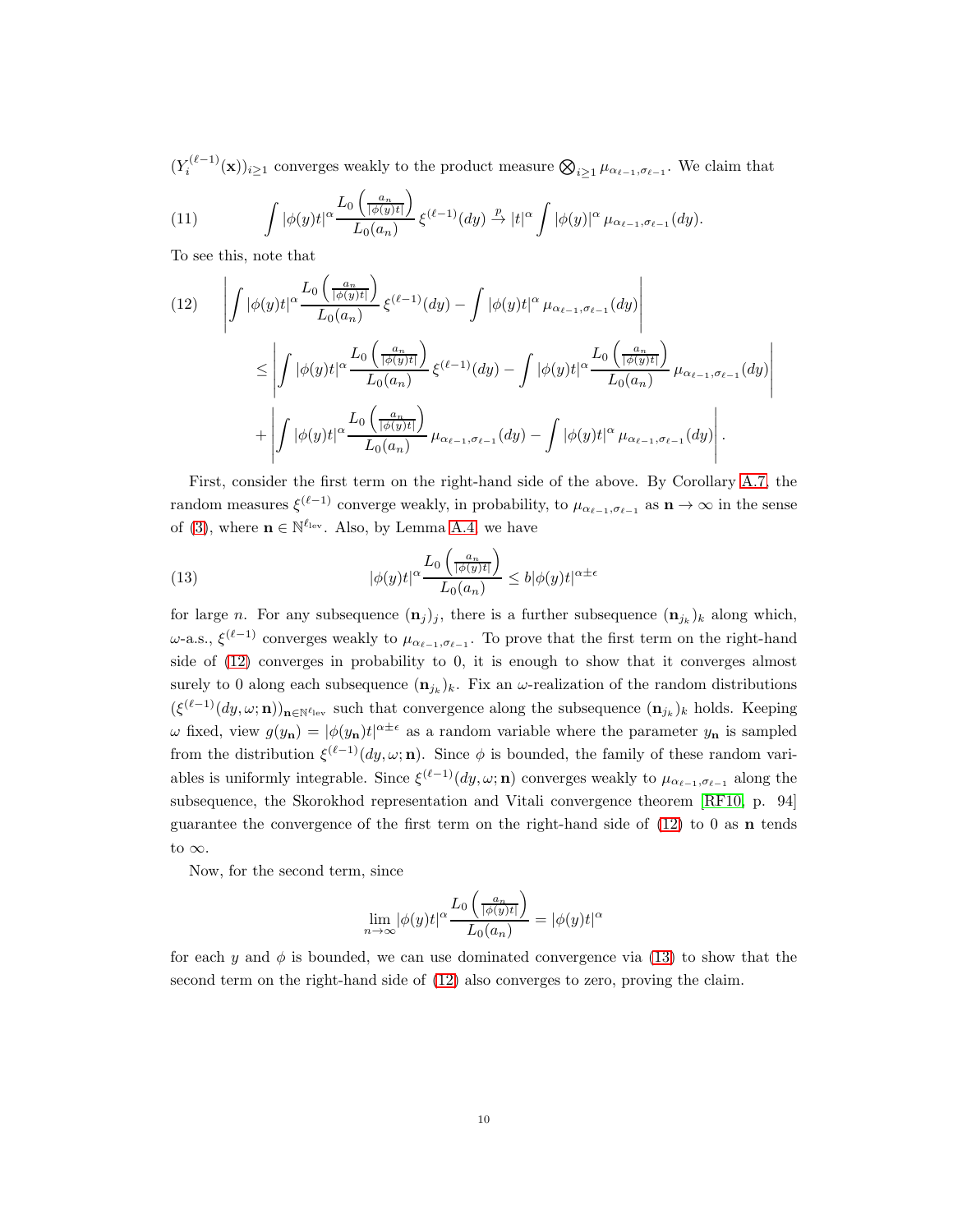$(Y_i^{(\ell-1)}(\mathbf{x}))_{i\geq 1}$ converges weakly to the product measure $\bigotimes_{i\geq 1}\mu_{\alpha_{\ell-1},\sigma_{\ell-1}}$. We claim that

$$\int |\phi(y)t|^\alpha \frac{L_0\left(\frac{a_n}{|\phi(y)t|}\right)}{L_0(a_n)}\,\xi^{(\ell-1)}(dy) \xrightarrow{p} |t|^\alpha \int |\phi(y)|^\alpha\,\mu_{\alpha_{\ell-1},\sigma_{\ell-1}}(dy). \tag{11}$$

To see this, note that

$$\begin{aligned}
&\left|\int |\phi(y)t|^\alpha \frac{L_0\left(\frac{a_n}{|\phi(y)t|}\right)}{L_0(a_n)}\,\xi^{(\ell-1)}(dy) - \int |\phi(y)t|^\alpha\,\mu_{\alpha_{\ell-1},\sigma_{\ell-1}}(dy)\right| \\
&\quad\leq \left|\int |\phi(y)t|^\alpha \frac{L_0\left(\frac{a_n}{|\phi(y)t|}\right)}{L_0(a_n)}\,\xi^{(\ell-1)}(dy) - \int |\phi(y)t|^\alpha \frac{L_0\left(\frac{a_n}{|\phi(y)t|}\right)}{L_0(a_n)}\,\mu_{\alpha_{\ell-1},\sigma_{\ell-1}}(dy)\right| \\
&\quad\quad + \left|\int |\phi(y)t|^\alpha \frac{L_0\left(\frac{a_n}{|\phi(y)t|}\right)}{L_0(a_n)}\,\mu_{\alpha_{\ell-1},\sigma_{\ell-1}}(dy) - \int |\phi(y)t|^\alpha\,\mu_{\alpha_{\ell-1},\sigma_{\ell-1}}(dy)\right|.
\end{aligned} \tag{12}$$

First, consider the first term on the right-hand side of the above. By Corollary A.7, the random measures $\xi^{(\ell-1)}$ converge weakly, in probability, to $\mu_{\alpha_{\ell-1},\sigma_{\ell-1}}$ as $\mathbf{n}\to\infty$ in the sense of (3), where $\mathbf{n}\in\mathbb{N}^{\ell_{\text{lev}}}$. Also, by Lemma A.4, we have

$$|\phi(y)t|^\alpha \frac{L_0\left(\frac{a_n}{|\phi(y)t|}\right)}{L_0(a_n)} \leq b|\phi(y)t|^{\alpha\pm\epsilon} \tag{13}$$

for large $n$. For any subsequence $(\mathbf{n}_j)_j$, there is a further subsequence $(\mathbf{n}_{j_k})_k$ along which, $\omega$-a.s., $\xi^{(\ell-1)}$ converges weakly to $\mu_{\alpha_{\ell-1},\sigma_{\ell-1}}$. To prove that the first term on the right-hand side of (12) converges in probability to 0, it is enough to show that it converges almost surely to 0 along each subsequence $(\mathbf{n}_{j_k})_k$. Fix an $\omega$-realization of the random distributions $(\xi^{(\ell-1)}(dy,\omega;\mathbf{n}))_{\mathbf{n}\in\mathbb{N}^{\ell_{\text{lev}}}}$ such that convergence along the subsequence $(\mathbf{n}_{j_k})_k$ holds. Keeping $\omega$ fixed, view $g(y_{\mathbf{n}}) = |\phi(y_{\mathbf{n}})t|^{\alpha\pm\epsilon}$ as a random variable where the parameter $y_{\mathbf{n}}$ is sampled from the distribution $\xi^{(\ell-1)}(dy,\omega;\mathbf{n})$. Since $\phi$ is bounded, the family of these random variables is uniformly integrable. Since $\xi^{(\ell-1)}(dy,\omega;\mathbf{n})$ converges weakly to $\mu_{\alpha_{\ell-1},\sigma_{\ell-1}}$ along the subsequence, the Skorokhod representation and Vitali convergence theorem [RF10, p. 94] guarantee the convergence of the first term on the right-hand side of (12) to 0 as $\mathbf{n}$ tends to $\infty$.

Now, for the second term, since

$$\lim_{n\to\infty} |\phi(y)t|^\alpha \frac{L_0\left(\frac{a_n}{|\phi(y)t|}\right)}{L_0(a_n)} = |\phi(y)t|^\alpha$$

for each $y$ and $\phi$ is bounded, we can use dominated convergence via (13) to show that the second term on the right-hand side of (12) also converges to zero, proving the claim.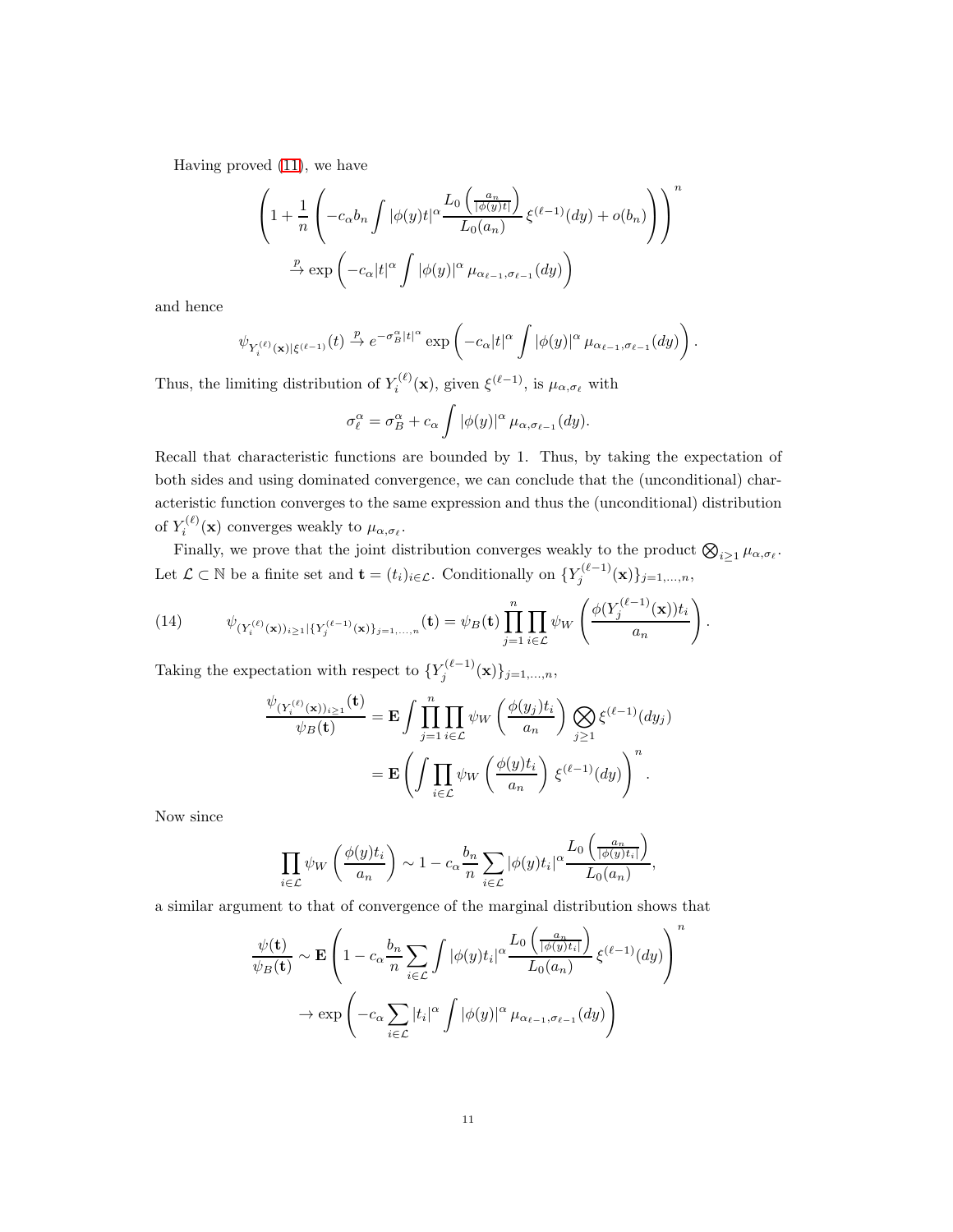Having proved (11), we have

$$\left(1+\frac{1}{n}\left(-c_\alpha b_n \int |\phi(y)t|^\alpha \frac{L_0\left(\frac{a_n}{|\phi(y)t|}\right)}{L_0(a_n)}\,\xi^{(\ell-1)}(dy)+o(b_n)\right)\right)^n$$
$$\xrightarrow{p} \exp\left(-c_\alpha |t|^\alpha \int |\phi(y)|^\alpha\,\mu_{\alpha_{\ell-1},\sigma_{\ell-1}}(dy)\right)$$

and hence

$$\psi_{Y_i^{(\ell)}(\mathbf{x})|\xi^{(\ell-1)}}(t) \xrightarrow{p} e^{-\sigma_B^\alpha |t|^\alpha} \exp\left(-c_\alpha |t|^\alpha \int |\phi(y)|^\alpha\,\mu_{\alpha_{\ell-1},\sigma_{\ell-1}}(dy)\right).$$

Thus, the limiting distribution of $Y_i^{(\ell)}(\mathbf{x})$, given $\xi^{(\ell-1)}$, is $\mu_{\alpha,\sigma_\ell}$ with

$$\sigma_\ell^\alpha = \sigma_B^\alpha + c_\alpha \int |\phi(y)|^\alpha\,\mu_{\alpha,\sigma_{\ell-1}}(dy).$$

Recall that characteristic functions are bounded by 1. Thus, by taking the expectation of both sides and using dominated convergence, we can conclude that the (unconditional) characteristic function converges to the same expression and thus the (unconditional) distribution of $Y_i^{(\ell)}(\mathbf{x})$ converges weakly to $\mu_{\alpha,\sigma_\ell}$.

Finally, we prove that the joint distribution converges weakly to the product $\bigotimes_{i\geq 1}\mu_{\alpha,\sigma_\ell}$. Let $\mathcal{L}\subset\mathbb{N}$ be a finite set and $\mathbf{t}=(t_i)_{i\in\mathcal{L}}$. Conditionally on $\{Y_j^{(\ell-1)}(\mathbf{x})\}_{j=1,\dots,n}$,

$$\psi_{(Y_i^{(\ell)}(\mathbf{x}))_{i\geq 1}|\{Y_j^{(\ell-1)}(\mathbf{x})\}_{j=1,\dots,n}}(\mathbf{t}) = \psi_B(\mathbf{t})\prod_{j=1}^n \prod_{i\in\mathcal{L}} \psi_W\left(\frac{\phi(Y_j^{(\ell-1)}(\mathbf{x}))t_i}{a_n}\right). \tag{14}$$

Taking the expectation with respect to $\{Y_j^{(\ell-1)}(\mathbf{x})\}_{j=1,\dots,n}$,

$$\begin{aligned}
\frac{\psi_{(Y_i^{(\ell)}(\mathbf{x}))_{i\geq 1}}(\mathbf{t})}{\psi_B(\mathbf{t})} &= \mathbf{E}\int \prod_{j=1}^n \prod_{i\in\mathcal{L}} \psi_W\left(\frac{\phi(y_j)t_i}{a_n}\right)\bigotimes_{j\geq 1}\xi^{(\ell-1)}(dy_j)\\
&= \mathbf{E}\left(\int \prod_{i\in\mathcal{L}} \psi_W\left(\frac{\phi(y)t_i}{a_n}\right)\,\xi^{(\ell-1)}(dy)\right)^n.
\end{aligned}$$

Now since

$$\prod_{i\in\mathcal{L}} \psi_W\left(\frac{\phi(y)t_i}{a_n}\right) \sim 1 - c_\alpha \frac{b_n}{n}\sum_{i\in\mathcal{L}} |\phi(y)t_i|^\alpha \frac{L_0\left(\frac{a_n}{|\phi(y)t_i|}\right)}{L_0(a_n)},$$

a similar argument to that of convergence of the marginal distribution shows that

$$\frac{\psi(\mathbf{t})}{\psi_B(\mathbf{t})} \sim \mathbf{E}\left(1 - c_\alpha \frac{b_n}{n}\sum_{i\in\mathcal{L}} \int |\phi(y)t_i|^\alpha \frac{L_0\left(\frac{a_n}{|\phi(y)t_i|}\right)}{L_0(a_n)}\,\xi^{(\ell-1)}(dy)\right)^n$$
$$\to \exp\left(-c_\alpha \sum_{i\in\mathcal{L}} |t_i|^\alpha \int |\phi(y)|^\alpha\,\mu_{\alpha_{\ell-1},\sigma_{\ell-1}}(dy)\right)$$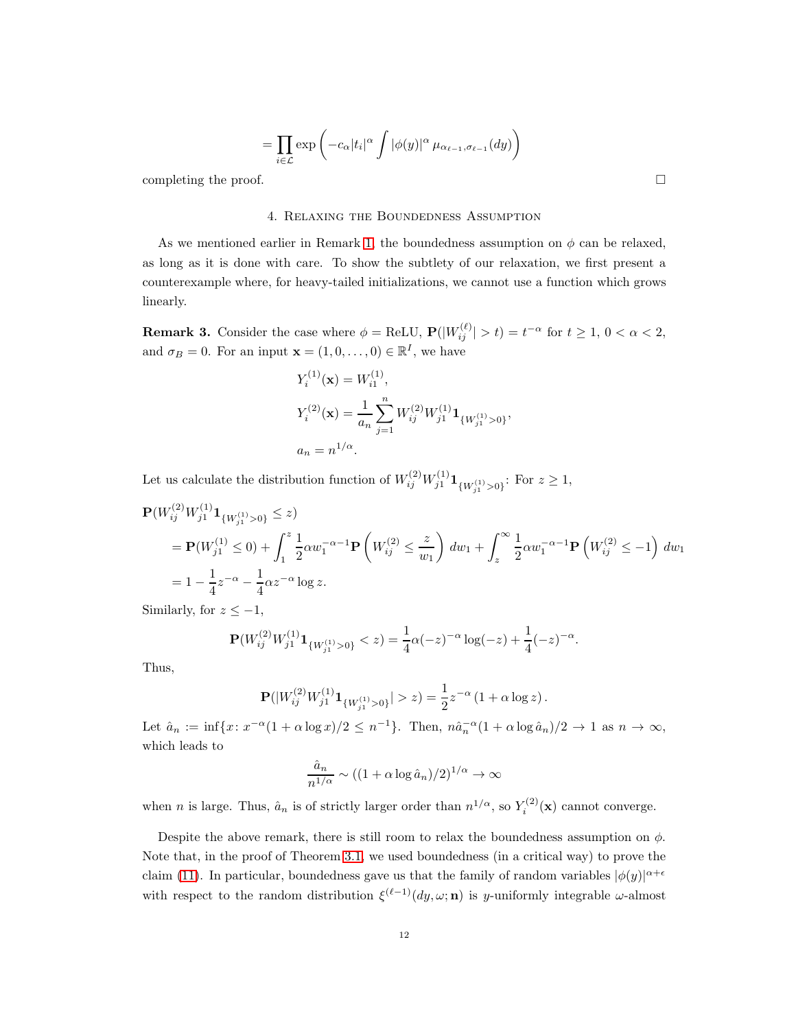$$= \prod_{i \in \mathcal{L}} \exp\left( -c_\alpha |t_i|^\alpha \int |\phi(y)|^\alpha \, \mu_{\alpha_{\ell-1}, \sigma_{\ell-1}}(dy) \right)$$

completing the proof. □

## 4. Relaxing the Boundedness Assumption

As we mentioned earlier in Remark 1, the boundedness assumption on $\phi$ can be relaxed, as long as it is done with care. To show the subtlety of our relaxation, we first present a counterexample where, for heavy-tailed initializations, we cannot use a function which grows linearly.

**Remark 3.** Consider the case where $\phi = \text{ReLU}$, $\mathbf{P}(|W_{ij}^{(\ell)}| > t) = t^{-\alpha}$ for $t \geq 1$, $0 < \alpha < 2$, and $\sigma_B = 0$. For an input $\mathbf{x} = (1, 0, \dots, 0) \in \mathbb{R}^I$, we have

$$Y_i^{(1)}(\mathbf{x}) = W_{i1}^{(1)},$$

$$Y_i^{(2)}(\mathbf{x}) = \frac{1}{a_n} \sum_{j=1}^n W_{ij}^{(2)} W_{j1}^{(1)} \mathbf{1}_{\{W_{j1}^{(1)} > 0\}},$$

$$a_n = n^{1/\alpha}.$$

Let us calculate the distribution function of $W_{ij}^{(2)} W_{j1}^{(1)} \mathbf{1}_{\{W_{j1}^{(1)} > 0\}}$: For $z \geq 1$,

$$\begin{aligned}
&\mathbf{P}(W_{ij}^{(2)} W_{j1}^{(1)} \mathbf{1}_{\{W_{j1}^{(1)} > 0\}} \leq z) \\
&= \mathbf{P}(W_{j1}^{(1)} \leq 0) + \int_1^z \frac{1}{2} \alpha w_1^{-\alpha-1} \mathbf{P}\left( W_{ij}^{(2)} \leq \frac{z}{w_1} \right) dw_1 + \int_z^\infty \frac{1}{2} \alpha w_1^{-\alpha-1} \mathbf{P}\left( W_{ij}^{(2)} \leq -1 \right) dw_1 \\
&= 1 - \frac{1}{4} z^{-\alpha} - \frac{1}{4} \alpha z^{-\alpha} \log z.
\end{aligned}$$

Similarly, for $z \leq -1$,

$$\mathbf{P}(W_{ij}^{(2)} W_{j1}^{(1)} \mathbf{1}_{\{W_{j1}^{(1)} > 0\}} < z) = \frac{1}{4} \alpha (-z)^{-\alpha} \log(-z) + \frac{1}{4} (-z)^{-\alpha}.$$

Thus,

$$\mathbf{P}(|W_{ij}^{(2)} W_{j1}^{(1)} \mathbf{1}_{\{W_{j1}^{(1)} > 0\}}| > z) = \frac{1}{2} z^{-\alpha} \left( 1 + \alpha \log z \right).$$

Let $\hat{a}_n := \inf\{x \colon x^{-\alpha}(1 + \alpha \log x)/2 \leq n^{-1}\}$. Then, $n \hat{a}_n^{-\alpha}(1 + \alpha \log \hat{a}_n)/2 \to 1$ as $n \to \infty$, which leads to

$$\frac{\hat{a}_n}{n^{1/\alpha}} \sim ((1 + \alpha \log \hat{a}_n)/2)^{1/\alpha} \to \infty$$

when $n$ is large. Thus, $\hat{a}_n$ is of strictly larger order than $n^{1/\alpha}$, so $Y_i^{(2)}(\mathbf{x})$ cannot converge.

Despite the above remark, there is still room to relax the boundedness assumption on $\phi$. Note that, in the proof of Theorem 3.1, we used boundedness (in a critical way) to prove the claim (11). In particular, boundedness gave us that the family of random variables $|\phi(y)|^{\alpha+\epsilon}$ with respect to the random distribution $\xi^{(\ell-1)}(dy, \omega; \mathbf{n})$ is $y$-uniformly integrable $\omega$-almost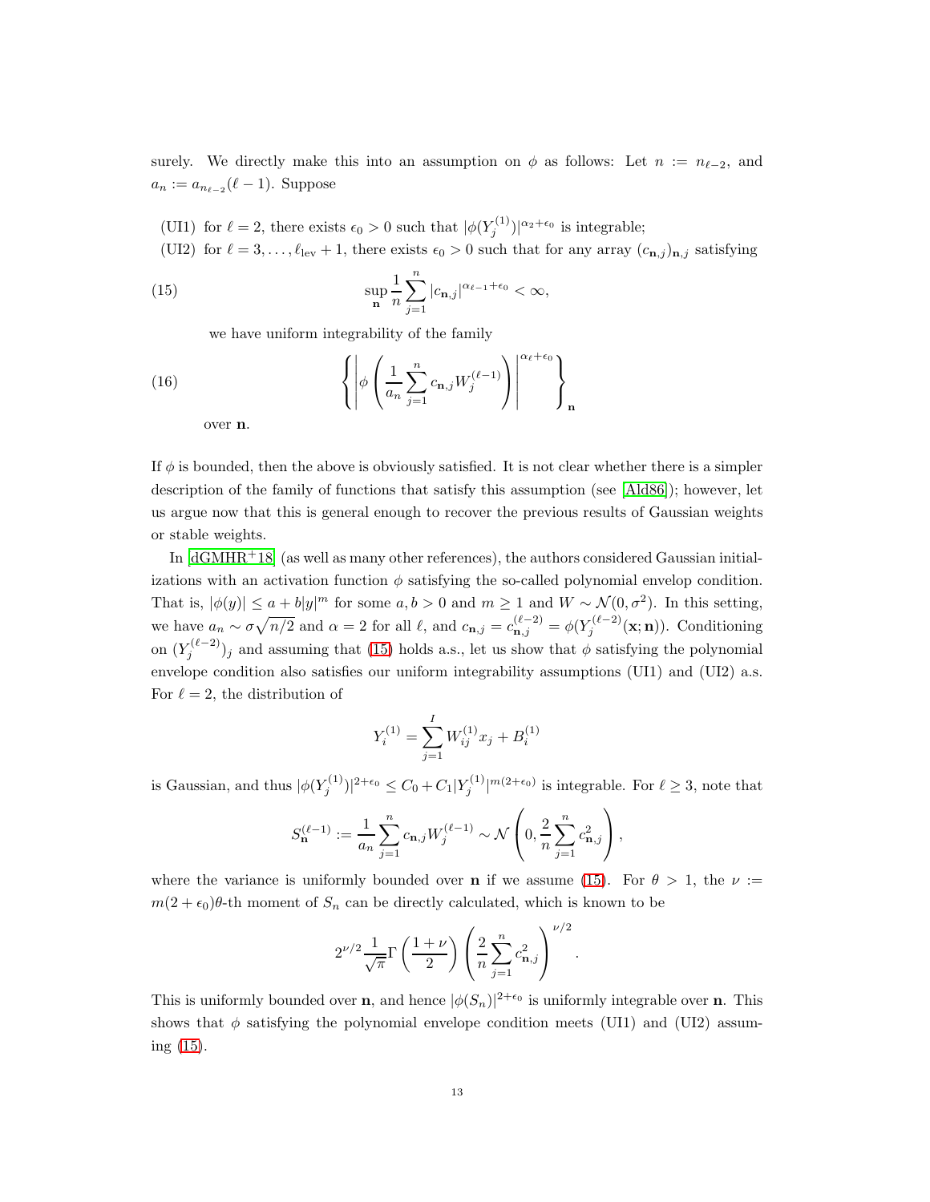surely. We directly make this into an assumption on $\phi$ as follows: Let $n := n_{\ell-2}$, and $a_n := a_{n_{\ell-2}}(\ell-1)$. Suppose

(UI1) for $\ell = 2$, there exists $\epsilon_0 > 0$ such that $|\phi(Y_j^{(1)})|^{\alpha_2+\epsilon_0}$ is integrable;

(UI2) for $\ell = 3, \ldots, \ell_{\text{lev}}+1$, there exists $\epsilon_0 > 0$ such that for any array $(c_{\mathbf{n},j})_{\mathbf{n},j}$ satisfying

$$\sup_{\mathbf{n}} \frac{1}{n} \sum_{j=1}^{n} |c_{\mathbf{n},j}|^{\alpha_{\ell-1}+\epsilon_0} < \infty, \tag{15}$$

we have uniform integrability of the family

$$\left\{ \left| \phi\left( \frac{1}{a_n} \sum_{j=1}^{n} c_{\mathbf{n},j} W_j^{(\ell-1)} \right) \right|^{\alpha_\ell+\epsilon_0} \right\}_{\mathbf{n}} \tag{16}$$

over $\mathbf{n}$.

If $\phi$ is bounded, then the above is obviously satisfied. It is not clear whether there is a simpler description of the family of functions that satisfy this assumption (see [Ald86]); however, let us argue now that this is general enough to recover the previous results of Gaussian weights or stable weights.

In [dGMHR+18] (as well as many other references), the authors considered Gaussian initializations with an activation function $\phi$ satisfying the so-called polynomial envelop condition. That is, $|\phi(y)| \le a + b|y|^m$ for some $a, b > 0$ and $m \ge 1$ and $W \sim \mathcal{N}(0, \sigma^2)$. In this setting, we have $a_n \sim \sigma\sqrt{n/2}$ and $\alpha = 2$ for all $\ell$, and $c_{\mathbf{n},j} = c_{\mathbf{n},j}^{(\ell-2)} = \phi(Y_j^{(\ell-2)}(\mathbf{x};\mathbf{n}))$. Conditioning on $(Y_j^{(\ell-2)})_j$ and assuming that (15) holds a.s., let us show that $\phi$ satisfying the polynomial envelope condition also satisfies our uniform integrability assumptions (UI1) and (UI2) a.s. For $\ell = 2$, the distribution of

$$Y_i^{(1)} = \sum_{j=1}^{I} W_{ij}^{(1)} x_j + B_i^{(1)}$$

is Gaussian, and thus $|\phi(Y_j^{(1)})|^{2+\epsilon_0} \le C_0 + C_1 |Y_j^{(1)}|^{m(2+\epsilon_0)}$ is integrable. For $\ell \ge 3$, note that

$$S_{\mathbf{n}}^{(\ell-1)} := \frac{1}{a_n} \sum_{j=1}^{n} c_{\mathbf{n},j} W_j^{(\ell-1)} \sim \mathcal{N}\left(0, \frac{2}{n} \sum_{j=1}^{n} c_{\mathbf{n},j}^2\right),$$

where the variance is uniformly bounded over $\mathbf{n}$ if we assume (15). For $\theta > 1$, the $\nu := m(2+\epsilon_0)\theta$-th moment of $S_n$ can be directly calculated, which is known to be

$$2^{\nu/2} \frac{1}{\sqrt{\pi}} \Gamma\left(\frac{1+\nu}{2}\right) \left(\frac{2}{n} \sum_{j=1}^{n} c_{\mathbf{n},j}^2\right)^{\nu/2}.$$

This is uniformly bounded over $\mathbf{n}$, and hence $|\phi(S_n)|^{2+\epsilon_0}$ is uniformly integrable over $\mathbf{n}$. This shows that $\phi$ satisfying the polynomial envelope condition meets (UI1) and (UI2) assuming (15).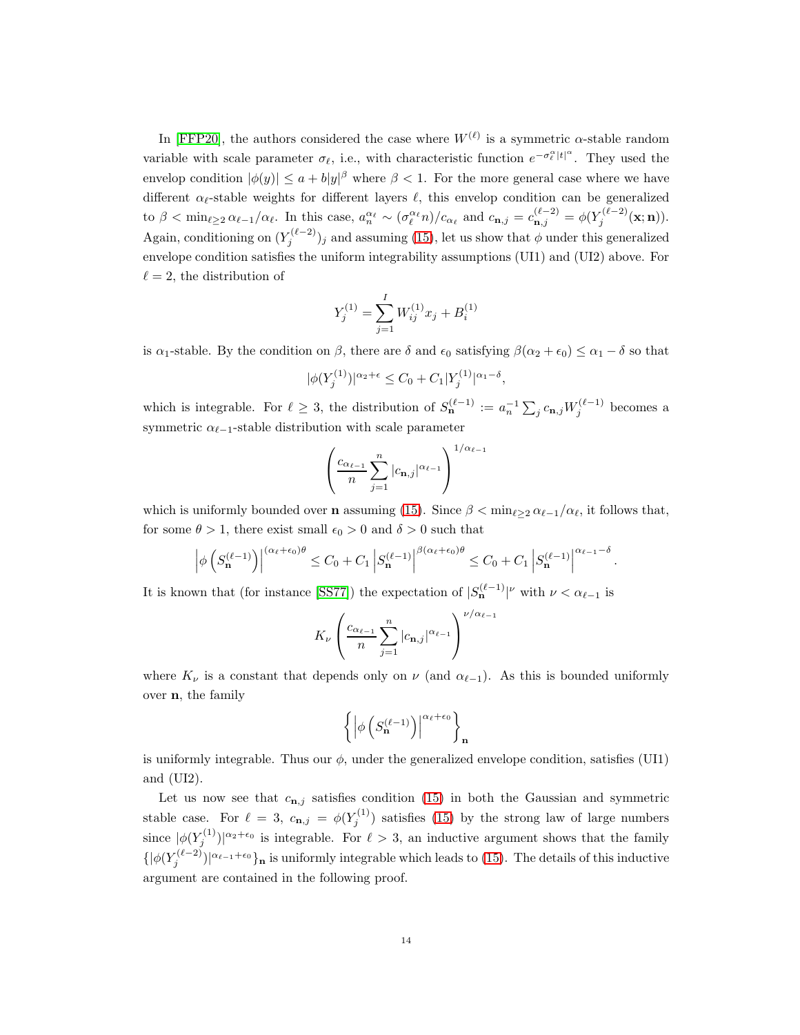In [FFP20], the authors considered the case where $W^{(\ell)}$ is a symmetric $\alpha$-stable random variable with scale parameter $\sigma_\ell$, i.e., with characteristic function $e^{-\sigma_\ell^\alpha |t|^\alpha}$. They used the envelop condition $|\phi(y)| \le a + b|y|^\beta$ where $\beta < 1$. For the more general case where we have different $\alpha_\ell$-stable weights for different layers $\ell$, this envelop condition can be generalized to $\beta < \min_{\ell \ge 2} \alpha_{\ell-1}/\alpha_\ell$. In this case, $a_n^{\alpha_\ell} \sim (\sigma_\ell^{\alpha_\ell} n)/c_{\alpha_\ell}$ and $c_{\mathbf{n},j} = c_{\mathbf{n},j}^{(\ell-2)} = \phi(Y_j^{(\ell-2)}(\mathbf{x};\mathbf{n}))$. Again, conditioning on $(Y_j^{(\ell-2)})_j$ and assuming (15), let us show that $\phi$ under this generalized envelope condition satisfies the uniform integrability assumptions (UI1) and (UI2) above. For $\ell = 2$, the distribution of

$$Y_j^{(1)} = \sum_{j=1}^{I} W_{ij}^{(1)} x_j + B_i^{(1)}$$

is $\alpha_1$-stable. By the condition on $\beta$, there are $\delta$ and $\epsilon_0$ satisfying $\beta(\alpha_2 + \epsilon_0) \le \alpha_1 - \delta$ so that

$$|\phi(Y_j^{(1)})|^{\alpha_2+\epsilon} \le C_0 + C_1 |Y_j^{(1)}|^{\alpha_1-\delta},$$

which is integrable. For $\ell \ge 3$, the distribution of $S_{\mathbf{n}}^{(\ell-1)} := a_n^{-1} \sum_j c_{\mathbf{n},j} W_j^{(\ell-1)}$ becomes a symmetric $\alpha_{\ell-1}$-stable distribution with scale parameter

$$\left( \frac{c_{\alpha_{\ell-1}}}{n} \sum_{j=1}^{n} |c_{\mathbf{n},j}|^{\alpha_{\ell-1}} \right)^{1/\alpha_{\ell-1}}$$

which is uniformly bounded over $\mathbf{n}$ assuming (15). Since $\beta < \min_{\ell \ge 2} \alpha_{\ell-1}/\alpha_\ell$, it follows that, for some $\theta > 1$, there exist small $\epsilon_0 > 0$ and $\delta > 0$ such that

$$\left| \phi\left(S_{\mathbf{n}}^{(\ell-1)}\right) \right|^{(\alpha_\ell+\epsilon_0)\theta} \le C_0 + C_1 \left| S_{\mathbf{n}}^{(\ell-1)} \right|^{\beta(\alpha_\ell+\epsilon_0)\theta} \le C_0 + C_1 \left| S_{\mathbf{n}}^{(\ell-1)} \right|^{\alpha_{\ell-1}-\delta}.$$

It is known that (for instance [SS77]) the expectation of $|S_{\mathbf{n}}^{(\ell-1)}|^\nu$ with $\nu < \alpha_{\ell-1}$ is

$$K_\nu \left( \frac{c_{\alpha_{\ell-1}}}{n} \sum_{j=1}^{n} |c_{\mathbf{n},j}|^{\alpha_{\ell-1}} \right)^{\nu/\alpha_{\ell-1}}$$

where $K_\nu$ is a constant that depends only on $\nu$ (and $\alpha_{\ell-1}$). As this is bounded uniformly over $\mathbf{n}$, the family

$$\left\{ \left| \phi\left(S_{\mathbf{n}}^{(\ell-1)}\right) \right|^{\alpha_\ell+\epsilon_0} \right\}_{\mathbf{n}}$$

is uniformly integrable. Thus our $\phi$, under the generalized envelope condition, satisfies (UI1) and (UI2).

Let us now see that $c_{\mathbf{n},j}$ satisfies condition (15) in both the Gaussian and symmetric stable case. For $\ell = 3$, $c_{\mathbf{n},j} = \phi(Y_j^{(1)})$ satisfies (15) by the strong law of large numbers since $|\phi(Y_j^{(1)})|^{\alpha_2+\epsilon_0}$ is integrable. For $\ell > 3$, an inductive argument shows that the family $\{|\phi(Y_j^{(\ell-2)})|^{\alpha_{\ell-1}+\epsilon_0}\}_{\mathbf{n}}$ is uniformly integrable which leads to (15). The details of this inductive argument are contained in the following proof.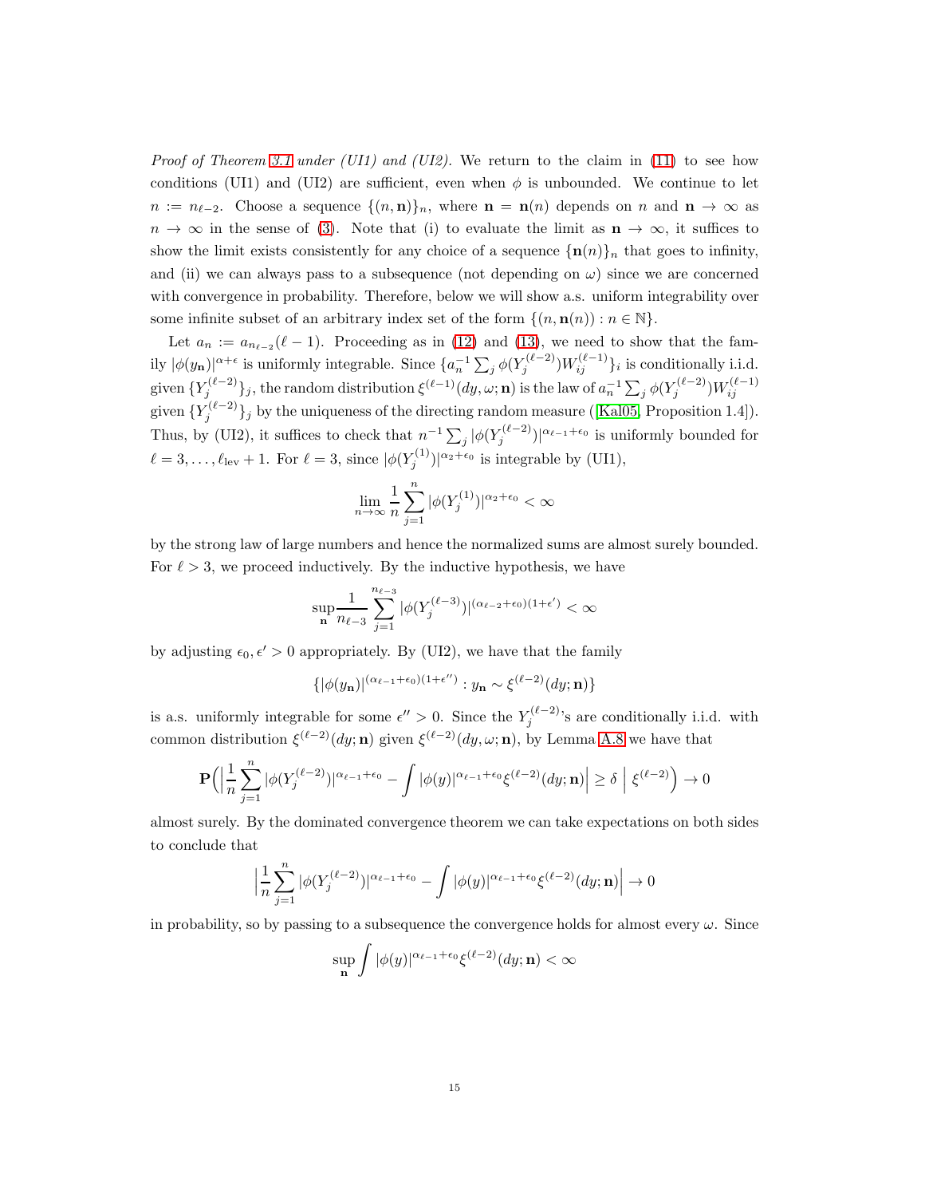*Proof of Theorem 3.1 under (UI1) and (UI2).* We return to the claim in (11) to see how conditions (UI1) and (UI2) are sufficient, even when $\phi$ is unbounded. We continue to let $n := n_{\ell-2}$. Choose a sequence $\{(n, \mathbf{n})\}_n$, where $\mathbf{n} = \mathbf{n}(n)$ depends on $n$ and $\mathbf{n} \to \infty$ as $n \to \infty$ in the sense of (3). Note that (i) to evaluate the limit as $\mathbf{n} \to \infty$, it suffices to show the limit exists consistently for any choice of a sequence $\{\mathbf{n}(n)\}_n$ that goes to infinity, and (ii) we can always pass to a subsequence (not depending on $\omega$) since we are concerned with convergence in probability. Therefore, below we will show a.s. uniform integrability over some infinite subset of an arbitrary index set of the form $\{(n, \mathbf{n}(n)) : n \in \mathbb{N}\}$.

Let $a_n := a_{n_{\ell-2}}(\ell-1)$. Proceeding as in (12) and (13), we need to show that the family $|\phi(y_{\mathbf{n}})|^{\alpha+\epsilon}$ is uniformly integrable. Since $\{a_n^{-1} \sum_j \phi(Y_j^{(\ell-2)}) W_{ij}^{(\ell-1)}\}_i$ is conditionally i.i.d. given $\{Y_j^{(\ell-2)}\}_j$, the random distribution $\xi^{(\ell-1)}(dy, \omega; \mathbf{n})$ is the law of $a_n^{-1} \sum_j \phi(Y_j^{(\ell-2)}) W_{ij}^{(\ell-1)}$ given $\{Y_j^{(\ell-2)}\}_j$ by the uniqueness of the directing random measure ([Kal05, Proposition 1.4]). Thus, by (UI2), it suffices to check that $n^{-1} \sum_j |\phi(Y_j^{(\ell-2)})|^{\alpha_{\ell-1}+\epsilon_0}$ is uniformly bounded for $\ell = 3, \dots, \ell_{\text{lev}} + 1$. For $\ell = 3$, since $|\phi(Y_j^{(1)})|^{\alpha_2+\epsilon_0}$ is integrable by (UI1),

$$\lim_{n \to \infty} \frac{1}{n} \sum_{j=1}^{n} |\phi(Y_j^{(1)})|^{\alpha_2+\epsilon_0} < \infty$$

by the strong law of large numbers and hence the normalized sums are almost surely bounded. For $\ell > 3$, we proceed inductively. By the inductive hypothesis, we have

$$\sup_{\mathbf{n}} \frac{1}{n_{\ell-3}} \sum_{j=1}^{n_{\ell-3}} |\phi(Y_j^{(\ell-3)})|^{(\alpha_{\ell-2}+\epsilon_0)(1+\epsilon')} < \infty$$

by adjusting $\epsilon_0, \epsilon' > 0$ appropriately. By (UI2), we have that the family

$$\{|\phi(y_{\mathbf{n}})|^{(\alpha_{\ell-1}+\epsilon_0)(1+\epsilon'')} : y_{\mathbf{n}} \sim \xi^{(\ell-2)}(dy; \mathbf{n})\}$$

is a.s. uniformly integrable for some $\epsilon'' > 0$. Since the $Y_j^{(\ell-2)}$'s are conditionally i.i.d. with common distribution $\xi^{(\ell-2)}(dy; \mathbf{n})$ given $\xi^{(\ell-2)}(dy, \omega; \mathbf{n})$, by Lemma A.8 we have that

$$\mathbf{P}\Big( \Big| \frac{1}{n} \sum_{j=1}^{n} |\phi(Y_j^{(\ell-2)})|^{\alpha_{\ell-1}+\epsilon_0} - \int |\phi(y)|^{\alpha_{\ell-1}+\epsilon_0} \xi^{(\ell-2)}(dy; \mathbf{n}) \Big| \geq \delta \;\Big|\; \xi^{(\ell-2)} \Big) \to 0$$

almost surely. By the dominated convergence theorem we can take expectations on both sides to conclude that

$$\Big| \frac{1}{n} \sum_{j=1}^{n} |\phi(Y_j^{(\ell-2)})|^{\alpha_{\ell-1}+\epsilon_0} - \int |\phi(y)|^{\alpha_{\ell-1}+\epsilon_0} \xi^{(\ell-2)}(dy; \mathbf{n}) \Big| \to 0$$

in probability, so by passing to a subsequence the convergence holds for almost every $\omega$. Since

$$\sup_{\mathbf{n}} \int |\phi(y)|^{\alpha_{\ell-1}+\epsilon_0} \xi^{(\ell-2)}(dy; \mathbf{n}) < \infty$$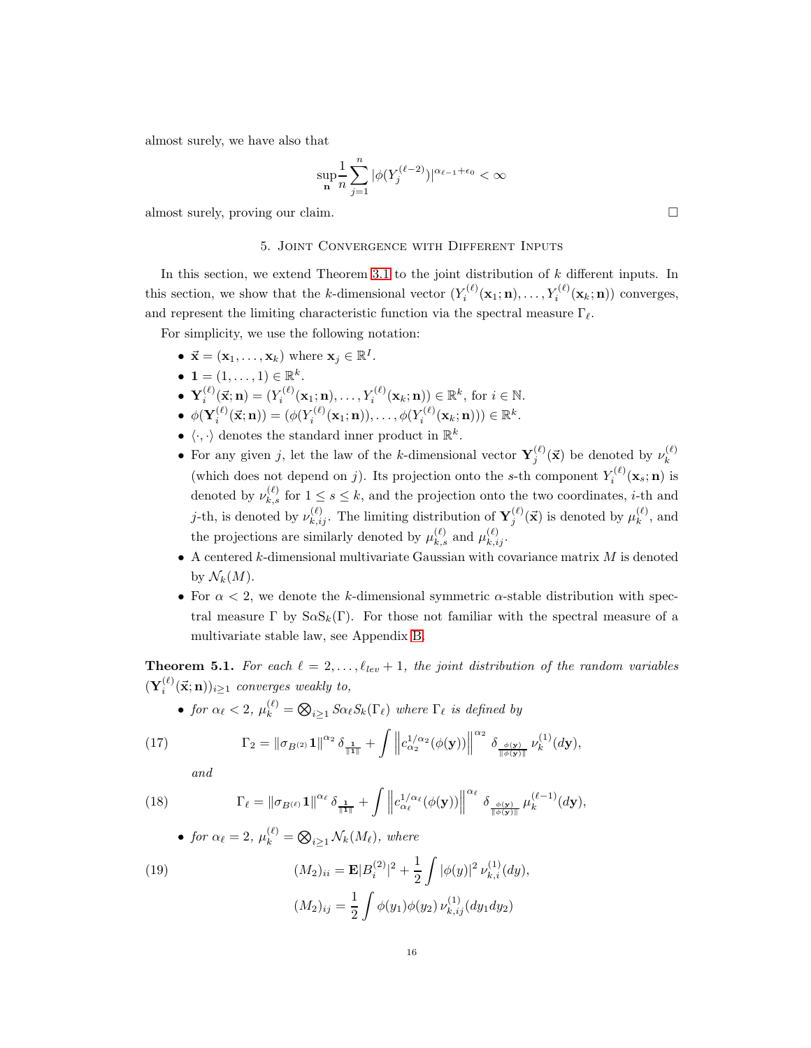almost surely, we have also that

$$\sup_{\mathbf{n}} \frac{1}{n} \sum_{j=1}^{n} |\phi(Y_j^{(\ell-2)})|^{\alpha_{\ell-1}+\epsilon_0} < \infty$$

almost surely, proving our claim. □

## 5. Joint Convergence with Different Inputs

In this section, we extend Theorem 3.1 to the joint distribution of $k$ different inputs. In this section, we show that the $k$-dimensional vector $(Y_i^{(\ell)}(\mathbf{x}_1;\mathbf{n}),\dots,Y_i^{(\ell)}(\mathbf{x}_k;\mathbf{n}))$ converges, and represent the limiting characteristic function via the spectral measure $\Gamma_\ell$.

For simplicity, we use the following notation:

- $\vec{\mathbf{x}} = (\mathbf{x}_1,\dots,\mathbf{x}_k)$ where $\mathbf{x}_j \in \mathbb{R}^I$.
- $\mathbf{1} = (1,\dots,1) \in \mathbb{R}^k$.
- $\mathbf{Y}_i^{(\ell)}(\vec{\mathbf{x}};\mathbf{n}) = (Y_i^{(\ell)}(\mathbf{x}_1;\mathbf{n}),\dots,Y_i^{(\ell)}(\mathbf{x}_k;\mathbf{n})) \in \mathbb{R}^k$, for $i \in \mathbb{N}$.
- $\phi(\mathbf{Y}_i^{(\ell)}(\vec{\mathbf{x}};\mathbf{n})) = (\phi(Y_i^{(\ell)}(\mathbf{x}_1;\mathbf{n})),\dots,\phi(Y_i^{(\ell)}(\mathbf{x}_k;\mathbf{n}))) \in \mathbb{R}^k$.
- $\langle\cdot,\cdot\rangle$ denotes the standard inner product in $\mathbb{R}^k$.
- For any given $j$, let the law of the $k$-dimensional vector $\mathbf{Y}_j^{(\ell)}(\vec{\mathbf{x}})$ be denoted by $\nu_k^{(\ell)}$ (which does not depend on $j$). Its projection onto the $s$-th component $Y_i^{(\ell)}(\mathbf{x}_s;\mathbf{n})$ is denoted by $\nu_{k,s}^{(\ell)}$ for $1 \le s \le k$, and the projection onto the two coordinates, $i$-th and $j$-th, is denoted by $\nu_{k,ij}^{(\ell)}$. The limiting distribution of $\mathbf{Y}_j^{(\ell)}(\vec{\mathbf{x}})$ is denoted by $\mu_k^{(\ell)}$, and the projections are similarly denoted by $\mu_{k,s}^{(\ell)}$ and $\mu_{k,ij}^{(\ell)}$.
- A centered $k$-dimensional multivariate Gaussian with covariance matrix $M$ is denoted by $\mathcal{N}_k(M)$.
- For $\alpha < 2$, we denote the $k$-dimensional symmetric $\alpha$-stable distribution with spectral measure $\Gamma$ by $\mathrm{S}\alpha\mathrm{S}_k(\Gamma)$. For those not familiar with the spectral measure of a multivariate stable law, see Appendix B.

**Theorem 5.1.** *For each $\ell = 2,\dots,\ell_{lev}+1$, the joint distribution of the random variables $(\mathbf{Y}_i^{(\ell)}(\vec{\mathbf{x}};\mathbf{n}))_{i\ge1}$ converges weakly to,*

- *for $\alpha_\ell < 2$, $\mu_k^{(\ell)} = \bigotimes_{i\ge1} S\alpha_\ell S_k(\Gamma_\ell)$ where $\Gamma_\ell$ is defined by*

$$\Gamma_2 = \|\sigma_{B^{(2)}}\mathbf{1}\|^{\alpha_2}\,\delta_{\frac{\mathbf{1}}{\|\mathbf{1}\|}} + \int \left\|c_{\alpha_2}^{1/\alpha_2}(\phi(\mathbf{y}))\right\|^{\alpha_2}\,\delta_{\frac{\phi(\mathbf{y})}{\|\phi(\mathbf{y})\|}}\,\nu_k^{(1)}(d\mathbf{y}), \tag{17}$$

*and*

$$\Gamma_\ell = \|\sigma_{B^{(\ell)}}\mathbf{1}\|^{\alpha_\ell}\,\delta_{\frac{\mathbf{1}}{\|\mathbf{1}\|}} + \int \left\|c_{\alpha_\ell}^{1/\alpha_\ell}(\phi(\mathbf{y}))\right\|^{\alpha_\ell}\,\delta_{\frac{\phi(\mathbf{y})}{\|\phi(\mathbf{y})\|}}\,\mu_k^{(\ell-1)}(d\mathbf{y}), \tag{18}$$

- *for $\alpha_\ell = 2$, $\mu_k^{(\ell)} = \bigotimes_{i\ge1}\mathcal{N}_k(M_\ell)$, where*

$$(M_2)_{ii} = \mathbf{E}|B_i^{(2)}|^2 + \frac{1}{2}\int |\phi(y)|^2\,\nu_{k,i}^{(1)}(dy), \tag{19}$$

$$(M_2)_{ij} = \frac{1}{2}\int \phi(y_1)\phi(y_2)\,\nu_{k,ij}^{(1)}(dy_1dy_2)$$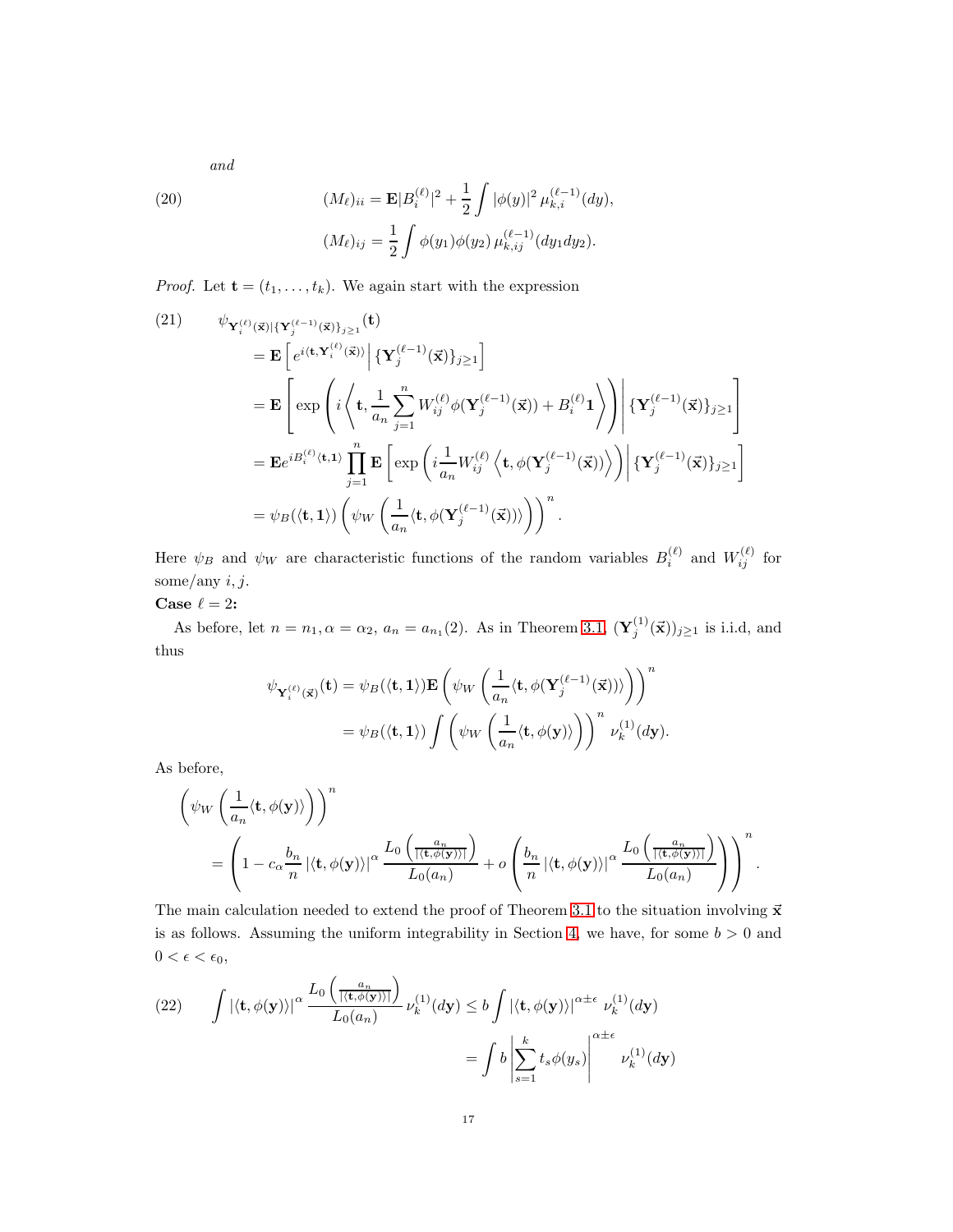*and*

$$
(20) \qquad (M_\ell)_{ii} = \mathbf{E}|B_i^{(\ell)}|^2 + \frac{1}{2}\int |\phi(y)|^2 \, \mu_{k,i}^{(\ell-1)}(dy),
$$

$$
(M_\ell)_{ij} = \frac{1}{2}\int \phi(y_1)\phi(y_2)\, \mu_{k,ij}^{(\ell-1)}(dy_1 dy_2).
$$

*Proof.* Let $\mathbf{t} = (t_1, \dots, t_k)$. We again start with the expression

$$
\begin{aligned}
(21) \qquad & \psi_{\mathbf{Y}_i^{(\ell)}(\vec{\mathbf{x}})|\{\mathbf{Y}_j^{(\ell-1)}(\vec{\mathbf{x}})\}_{j\ge 1}}(\mathbf{t}) \\
&= \mathbf{E}\left[ e^{i\langle \mathbf{t}, \mathbf{Y}_i^{(\ell)}(\vec{\mathbf{x}})\rangle} \,\Big|\, \{\mathbf{Y}_j^{(\ell-1)}(\vec{\mathbf{x}})\}_{j\ge 1}\right] \\
&= \mathbf{E}\left[ \exp\left( i \left\langle \mathbf{t}, \frac{1}{a_n}\sum_{j=1}^n W_{ij}^{(\ell)} \phi(\mathbf{Y}_j^{(\ell-1)}(\vec{\mathbf{x}})) + B_i^{(\ell)}\mathbf{1} \right\rangle \right) \Bigg|\, \{\mathbf{Y}_j^{(\ell-1)}(\vec{\mathbf{x}})\}_{j\ge 1}\right] \\
&= \mathbf{E} e^{iB_i^{(\ell)}\langle \mathbf{t}, \mathbf{1}\rangle} \prod_{j=1}^n \mathbf{E}\left[ \exp\left( i\frac{1}{a_n} W_{ij}^{(\ell)} \left\langle \mathbf{t}, \phi(\mathbf{Y}_j^{(\ell-1)}(\vec{\mathbf{x}}))\right\rangle\right) \Bigg|\, \{\mathbf{Y}_j^{(\ell-1)}(\vec{\mathbf{x}})\}_{j\ge 1}\right] \\
&= \psi_B(\langle \mathbf{t}, \mathbf{1}\rangle)\left( \psi_W\left( \frac{1}{a_n}\langle \mathbf{t}, \phi(\mathbf{Y}_j^{(\ell-1)}(\vec{\mathbf{x}}))\rangle\right)\right)^n.
\end{aligned}
$$

Here $\psi_B$ and $\psi_W$ are characteristic functions of the random variables $B_i^{(\ell)}$ and $W_{ij}^{(\ell)}$ for some/any $i, j$.

**Case $\ell = 2$:**

As before, let $n = n_1, \alpha = \alpha_2$, $a_n = a_{n_1}(2)$. As in Theorem 3.1, $(\mathbf{Y}_j^{(1)}(\vec{\mathbf{x}}))_{j\ge 1}$ is i.i.d, and thus

$$
\begin{aligned}
\psi_{\mathbf{Y}_i^{(\ell)}(\vec{\mathbf{x}})}(\mathbf{t}) &= \psi_B(\langle \mathbf{t}, \mathbf{1}\rangle) \mathbf{E}\left( \psi_W\left( \frac{1}{a_n}\langle \mathbf{t}, \phi(\mathbf{Y}_j^{(\ell-1)}(\vec{\mathbf{x}}))\rangle\right)\right)^n \\
&= \psi_B(\langle \mathbf{t}, \mathbf{1}\rangle) \int \left( \psi_W\left( \frac{1}{a_n}\langle \mathbf{t}, \phi(\mathbf{y})\rangle\right)\right)^n \nu_k^{(1)}(d\mathbf{y}).
\end{aligned}
$$

As before,

$$
\begin{aligned}
&\left( \psi_W\left( \frac{1}{a_n}\langle \mathbf{t}, \phi(\mathbf{y})\rangle\right)\right)^n \\
&\quad = \left( 1 - c_\alpha \frac{b_n}{n}\left|\langle \mathbf{t}, \phi(\mathbf{y})\rangle\right|^\alpha \frac{L_0\left(\frac{a_n}{|\langle \mathbf{t}, \phi(\mathbf{y})\rangle|}\right)}{L_0(a_n)} + o\left( \frac{b_n}{n}\left|\langle \mathbf{t}, \phi(\mathbf{y})\rangle\right|^\alpha \frac{L_0\left(\frac{a_n}{|\langle \mathbf{t}, \phi(\mathbf{y})\rangle|}\right)}{L_0(a_n)}\right)\right)^n.
\end{aligned}
$$

The main calculation needed to extend the proof of Theorem 3.1 to the situation involving $\vec{\mathbf{x}}$ is as follows. Assuming the uniform integrability in Section 4, we have, for some $b > 0$ and $0 < \epsilon < \epsilon_0$,

$$
\begin{aligned}
(22) \qquad \int \left|\langle \mathbf{t}, \phi(\mathbf{y})\rangle\right|^\alpha \frac{L_0\left(\frac{a_n}{|\langle \mathbf{t}, \phi(\mathbf{y})\rangle|}\right)}{L_0(a_n)}\, \nu_k^{(1)}(d\mathbf{y}) &\le b\int \left|\langle \mathbf{t}, \phi(\mathbf{y})\rangle\right|^{\alpha\pm\epsilon}\, \nu_k^{(1)}(d\mathbf{y}) \\
&= \int b\left|\sum_{s=1}^k t_s \phi(y_s)\right|^{\alpha\pm\epsilon} \nu_k^{(1)}(d\mathbf{y})
\end{aligned}
$$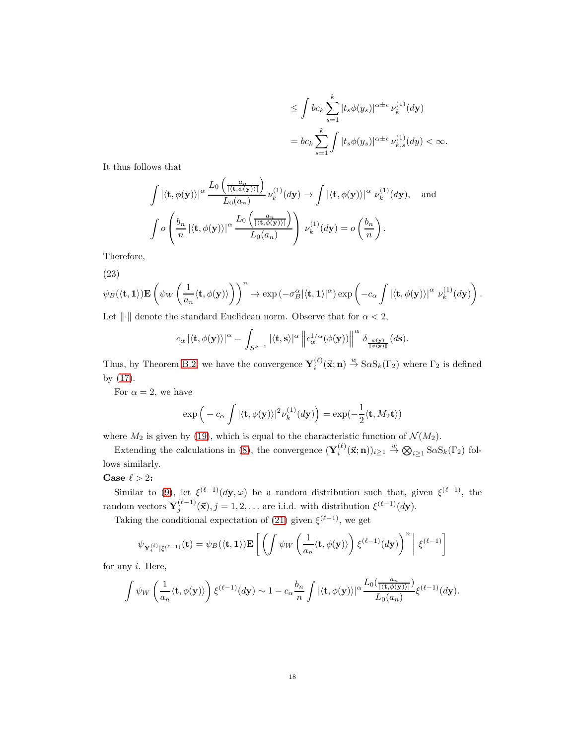$$
\leq \int bc_k \sum_{s=1}^{k} |t_s \phi(y_s)|^{\alpha \pm \epsilon} \, \nu_k^{(1)}(d\mathbf{y})
$$

$$
= bc_k \sum_{s=1}^{k} \int |t_s \phi(y_s)|^{\alpha \pm \epsilon} \, \nu_{k,s}^{(1)}(dy) < \infty.
$$

It thus follows that

$$
\int |\langle \mathbf{t}, \phi(\mathbf{y})\rangle|^{\alpha} \frac{L_0\left(\frac{a_n}{|\langle \mathbf{t}, \phi(\mathbf{y})\rangle|}\right)}{L_0(a_n)} \nu_k^{(1)}(d\mathbf{y}) \to \int |\langle \mathbf{t}, \phi(\mathbf{y})\rangle|^{\alpha} \; \nu_k^{(1)}(d\mathbf{y}), \quad \text{and}
$$

$$
\int o\left(\frac{b_n}{n} |\langle \mathbf{t}, \phi(\mathbf{y})\rangle|^{\alpha} \frac{L_0\left(\frac{a_n}{|\langle \mathbf{t}, \phi(\mathbf{y})\rangle|}\right)}{L_0(a_n)}\right) \; \nu_k^{(1)}(d\mathbf{y}) = o\left(\frac{b_n}{n}\right).
$$

Therefore,

(23)

$$
\psi_B(\langle \mathbf{t}, \mathbf{1}\rangle)\mathbf{E}\left(\psi_W\left(\frac{1}{a_n}\langle \mathbf{t}, \phi(\mathbf{y})\rangle\right)\right)^n \to \exp\left(-\sigma_B^{\alpha}|\langle \mathbf{t}, \mathbf{1}\rangle|^{\alpha}\right) \exp\left(-c_{\alpha}\int |\langle \mathbf{t}, \phi(\mathbf{y})\rangle|^{\alpha} \; \nu_k^{(1)}(d\mathbf{y})\right).
$$

Let $\|\cdot\|$ denote the standard Euclidean norm. Observe that for $\alpha < 2$,

$$
c_{\alpha} |\langle \mathbf{t}, \phi(\mathbf{y})\rangle|^{\alpha} = \int_{S^{k-1}} |\langle \mathbf{t}, \mathbf{s}\rangle|^{\alpha} \left\| c_{\alpha}^{1/\alpha}(\phi(\mathbf{y}))\right\|^{\alpha} \delta_{\frac{\phi(\mathbf{y})}{\|\phi(\mathbf{y})\|}}(d\mathbf{s}).
$$

Thus, by Theorem B.2, we have the convergence $\mathbf{Y}_i^{(\ell)}(\vec{\mathbf{x}}; \mathbf{n}) \xrightarrow{w} \mathrm{S}\alpha\mathrm{S}_k(\Gamma_2)$ where $\Gamma_2$ is defined by (17).

For $\alpha = 2$, we have

$$
\exp\Big(-c_{\alpha}\int |\langle \mathbf{t}, \phi(\mathbf{y})\rangle|^2 \nu_k^{(1)}(d\mathbf{y})\Big) = \exp(-\frac{1}{2}\langle \mathbf{t}, M_2 \mathbf{t}\rangle)
$$

where $M_2$ is given by (19), which is equal to the characteristic function of $\mathcal{N}(M_2)$.

Extending the calculations in (8), the convergence $(\mathbf{Y}_i^{(\ell)}(\vec{\mathbf{x}}; \mathbf{n}))_{i\geq 1} \xrightarrow{w} \bigotimes_{i\geq 1} \mathrm{S}\alpha\mathrm{S}_k(\Gamma_2)$ follows similarly.

**Case $\ell > 2$:**

Similar to (9), let $\xi^{(\ell-1)}(d\mathbf{y}, \omega)$ be a random distribution such that, given $\xi^{(\ell-1)}$, the random vectors $\mathbf{Y}_j^{(\ell-1)}(\vec{\mathbf{x}}), j = 1, 2, \ldots$ are i.i.d. with distribution $\xi^{(\ell-1)}(d\mathbf{y})$.

Taking the conditional expectation of (21) given $\xi^{(\ell-1)}$, we get

$$
\psi_{\mathbf{Y}_i^{(\ell)}|\xi^{(\ell-1)}}(\mathbf{t}) = \psi_B(\langle \mathbf{t}, \mathbf{1}\rangle)\mathbf{E}\left[\left(\int \psi_W\left(\frac{1}{a_n}\langle \mathbf{t}, \phi(\mathbf{y})\rangle\right)\xi^{(\ell-1)}(d\mathbf{y})\right)^n \;\middle|\; \xi^{(\ell-1)}\right]
$$

for any $i$. Here,

$$
\int \psi_W\left(\frac{1}{a_n}\langle \mathbf{t}, \phi(\mathbf{y})\rangle\right)\xi^{(\ell-1)}(d\mathbf{y}) \sim 1 - c_{\alpha}\frac{b_n}{n}\int |\langle \mathbf{t}, \phi(\mathbf{y})\rangle|^{\alpha} \frac{L_0(\frac{a_n}{|\langle \mathbf{t}, \phi(\mathbf{y})\rangle|})}{L_0(a_n)}\xi^{(\ell-1)}(d\mathbf{y}).
$$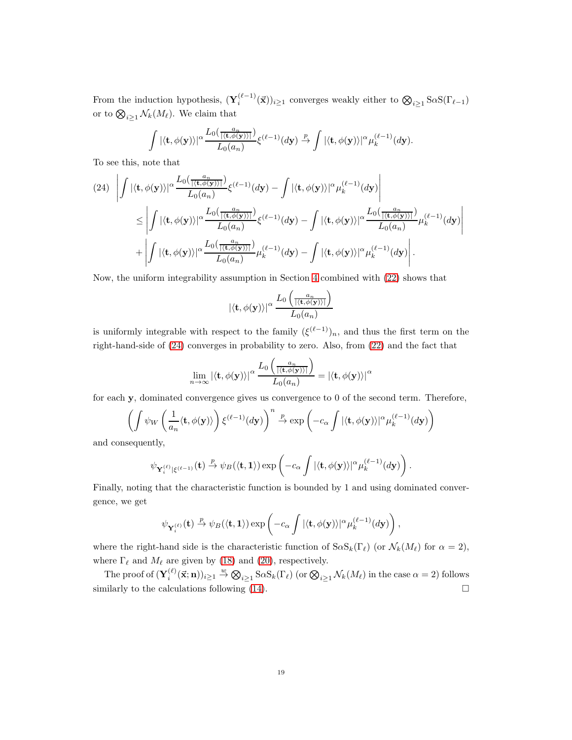From the induction hypothesis, $(\mathbf{Y}_i^{(\ell-1)}(\vec{\mathbf{x}}))_{i\geq 1}$ converges weakly either to $\bigotimes_{i\geq 1} \mathrm{S}\alpha\mathrm{S}(\Gamma_{\ell-1})$ or to $\bigotimes_{i\geq 1} \mathcal{N}_k(M_\ell)$. We claim that

$$\int |\langle \mathbf{t}, \phi(\mathbf{y})\rangle|^\alpha \frac{L_0(\frac{a_n}{|\langle \mathbf{t},\phi(\mathbf{y})\rangle|})}{L_0(a_n)} \xi^{(\ell-1)}(d\mathbf{y}) \xrightarrow{p} \int |\langle \mathbf{t}, \phi(\mathbf{y})\rangle|^\alpha \mu_k^{(\ell-1)}(d\mathbf{y}).$$

To see this, note that

$$\begin{aligned}
(24)\quad & \left| \int |\langle \mathbf{t}, \phi(\mathbf{y})\rangle|^\alpha \frac{L_0(\frac{a_n}{|\langle \mathbf{t},\phi(\mathbf{y})\rangle|})}{L_0(a_n)} \xi^{(\ell-1)}(d\mathbf{y}) - \int |\langle \mathbf{t}, \phi(\mathbf{y})\rangle|^\alpha \mu_k^{(\ell-1)}(d\mathbf{y}) \right| \\
&\leq \left| \int |\langle \mathbf{t}, \phi(\mathbf{y})\rangle|^\alpha \frac{L_0(\frac{a_n}{|\langle \mathbf{t},\phi(\mathbf{y})\rangle|})}{L_0(a_n)} \xi^{(\ell-1)}(d\mathbf{y}) - \int |\langle \mathbf{t}, \phi(\mathbf{y})\rangle|^\alpha \frac{L_0(\frac{a_n}{|\langle \mathbf{t},\phi(\mathbf{y})\rangle|})}{L_0(a_n)} \mu_k^{(\ell-1)}(d\mathbf{y}) \right| \\
&+ \left| \int |\langle \mathbf{t}, \phi(\mathbf{y})\rangle|^\alpha \frac{L_0(\frac{a_n}{|\langle \mathbf{t},\phi(\mathbf{y})\rangle|})}{L_0(a_n)} \mu_k^{(\ell-1)}(d\mathbf{y}) - \int |\langle \mathbf{t}, \phi(\mathbf{y})\rangle|^\alpha \mu_k^{(\ell-1)}(d\mathbf{y}) \right|.
\end{aligned}$$

Now, the uniform integrability assumption in Section 4 combined with (22) shows that

$$|\langle \mathbf{t}, \phi(\mathbf{y})\rangle|^\alpha \frac{L_0\left(\frac{a_n}{|\langle \mathbf{t},\phi(\mathbf{y})\rangle|}\right)}{L_0(a_n)}$$

is uniformly integrable with respect to the family $(\xi^{(\ell-1)})_n$, and thus the first term on the right-hand-side of (24) converges in probability to zero. Also, from (22) and the fact that

$$\lim_{n\to\infty} |\langle \mathbf{t}, \phi(\mathbf{y})\rangle|^\alpha \frac{L_0\left(\frac{a_n}{|\langle \mathbf{t},\phi(\mathbf{y})\rangle|}\right)}{L_0(a_n)} = |\langle \mathbf{t}, \phi(\mathbf{y})\rangle|^\alpha$$

for each $\mathbf{y}$, dominated convergence gives us convergence to 0 of the second term. Therefore,

$$\left( \int \psi_W \left( \frac{1}{a_n} \langle \mathbf{t}, \phi(\mathbf{y})\rangle \right) \xi^{(\ell-1)}(d\mathbf{y}) \right)^n \xrightarrow{p} \exp\left( -c_\alpha \int |\langle \mathbf{t}, \phi(\mathbf{y})\rangle|^\alpha \mu_k^{(\ell-1)}(d\mathbf{y}) \right)$$

and consequently,

$$\psi_{\mathbf{Y}_i^{(\ell)}|\xi^{(\ell-1)}}(\mathbf{t}) \xrightarrow{p} \psi_B(\langle \mathbf{t}, \mathbf{1}\rangle) \exp\left( -c_\alpha \int |\langle \mathbf{t}, \phi(\mathbf{y})\rangle|^\alpha \mu_k^{(\ell-1)}(d\mathbf{y}) \right).$$

Finally, noting that the characteristic function is bounded by 1 and using dominated convergence, we get

$$\psi_{\mathbf{Y}_i^{(\ell)}}(\mathbf{t}) \xrightarrow{p} \psi_B(\langle \mathbf{t}, \mathbf{1}\rangle) \exp\left( -c_\alpha \int |\langle \mathbf{t}, \phi(\mathbf{y})\rangle|^\alpha \mu_k^{(\ell-1)}(d\mathbf{y}) \right),$$

where the right-hand side is the characteristic function of $\mathrm{S}\alpha\mathrm{S}_k(\Gamma_\ell)$ (or $\mathcal{N}_k(M_\ell)$ for $\alpha = 2$), where $\Gamma_\ell$ and $M_\ell$ are given by (18) and (20), respectively.

The proof of $(\mathbf{Y}_i^{(\ell)}(\vec{\mathbf{x}}; \mathbf{n}))_{i\geq 1} \xrightarrow{w} \bigotimes_{i\geq 1} \mathrm{S}\alpha\mathrm{S}_k(\Gamma_\ell)$ (or $\bigotimes_{i\geq 1} \mathcal{N}_k(M_\ell)$ in the case $\alpha = 2$) follows similarly to the calculations following (14). $\square$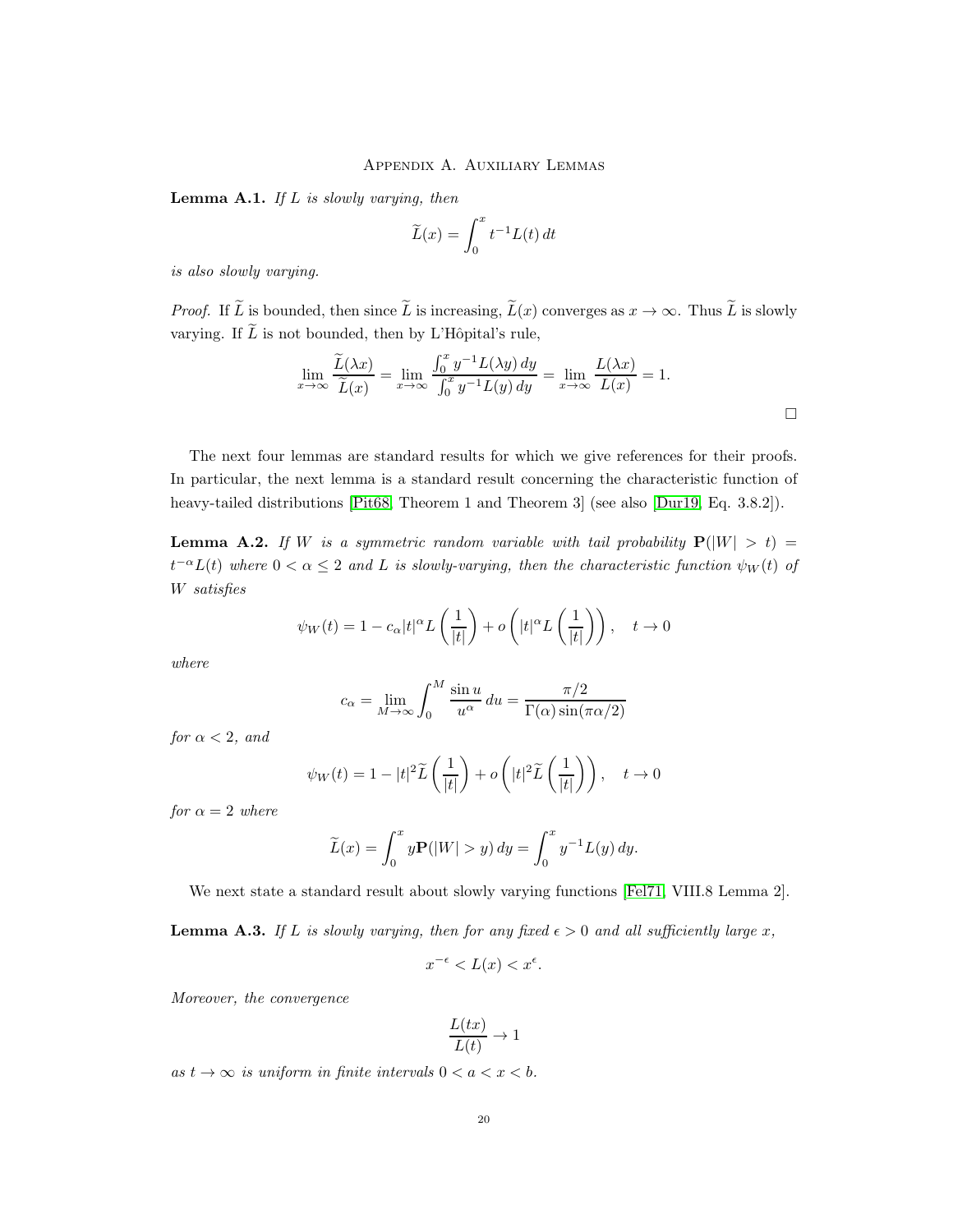## Appendix A. Auxiliary Lemmas

**Lemma A.1.** *If $L$ is slowly varying, then*

$$\widetilde{L}(x) = \int_0^x t^{-1} L(t)\, dt$$

*is also slowly varying.*

*Proof.* If $\widetilde{L}$ is bounded, then since $\widetilde{L}$ is increasing, $\widetilde{L}(x)$ converges as $x \to \infty$. Thus $\widetilde{L}$ is slowly varying. If $\widetilde{L}$ is not bounded, then by L'Hôpital's rule,

$$\lim_{x\to\infty} \frac{\widetilde{L}(\lambda x)}{\widetilde{L}(x)} = \lim_{x\to\infty} \frac{\int_0^x y^{-1} L(\lambda y)\, dy}{\int_0^x y^{-1} L(y)\, dy} = \lim_{x\to\infty} \frac{L(\lambda x)}{L(x)} = 1.$$

□

The next four lemmas are standard results for which we give references for their proofs. In particular, the next lemma is a standard result concerning the characteristic function of heavy-tailed distributions [Pit68, Theorem 1 and Theorem 3] (see also [Dur19, Eq. 3.8.2]).

**Lemma A.2.** *If $W$ is a symmetric random variable with tail probability $\mathbf{P}(|W| > t) = t^{-\alpha} L(t)$ where $0 < \alpha \le 2$ and $L$ is slowly-varying, then the characteristic function $\psi_W(t)$ of $W$ satisfies*

$$\psi_W(t) = 1 - c_\alpha |t|^\alpha L\left(\frac{1}{|t|}\right) + o\left(|t|^\alpha L\left(\frac{1}{|t|}\right)\right), \quad t \to 0$$

*where*

$$c_\alpha = \lim_{M\to\infty} \int_0^M \frac{\sin u}{u^\alpha}\, du = \frac{\pi/2}{\Gamma(\alpha)\sin(\pi\alpha/2)}$$

*for $\alpha < 2$, and*

$$\psi_W(t) = 1 - |t|^2 \widetilde{L}\left(\frac{1}{|t|}\right) + o\left(|t|^2 \widetilde{L}\left(\frac{1}{|t|}\right)\right), \quad t \to 0$$

*for $\alpha = 2$ where*

$$\widetilde{L}(x) = \int_0^x y\mathbf{P}(|W| > y)\, dy = \int_0^x y^{-1} L(y)\, dy.$$

We next state a standard result about slowly varying functions [Fel71, VIII.8 Lemma 2].

**Lemma A.3.** *If $L$ is slowly varying, then for any fixed $\epsilon > 0$ and all sufficiently large $x$,*

$$x^{-\epsilon} < L(x) < x^{\epsilon}.$$

*Moreover, the convergence*

$$\frac{L(tx)}{L(t)} \to 1$$

*as $t \to \infty$ is uniform in finite intervals $0 < a < x < b$.*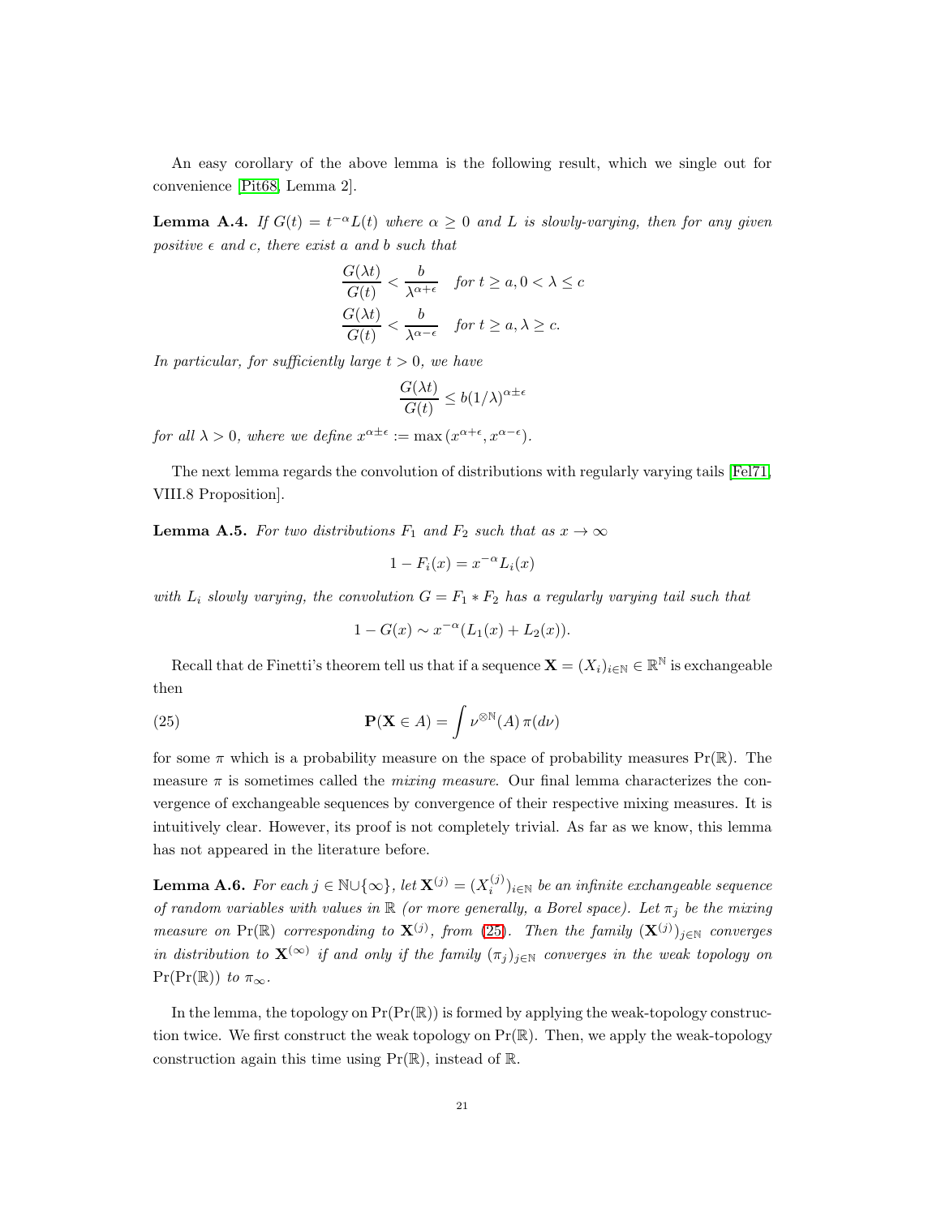An easy corollary of the above lemma is the following result, which we single out for convenience [Pit68, Lemma 2].

**Lemma A.4.** *If $G(t) = t^{-\alpha}L(t)$ where $\alpha \geq 0$ and $L$ is slowly-varying, then for any given positive $\epsilon$ and $c$, there exist $a$ and $b$ such that*

$$\frac{G(\lambda t)}{G(t)} < \frac{b}{\lambda^{\alpha+\epsilon}} \quad \text{for } t \geq a, 0 < \lambda \leq c$$

$$\frac{G(\lambda t)}{G(t)} < \frac{b}{\lambda^{\alpha-\epsilon}} \quad \text{for } t \geq a, \lambda \geq c.$$

*In particular, for sufficiently large $t > 0$, we have*

$$\frac{G(\lambda t)}{G(t)} \leq b(1/\lambda)^{\alpha \pm \epsilon}$$

*for all $\lambda > 0$, where we define $x^{\alpha\pm\epsilon} := \max(x^{\alpha+\epsilon}, x^{\alpha-\epsilon})$.*

The next lemma regards the convolution of distributions with regularly varying tails [Fel71, VIII.8 Proposition].

**Lemma A.5.** *For two distributions $F_1$ and $F_2$ such that as $x \to \infty$*

$$1 - F_i(x) = x^{-\alpha} L_i(x)$$

*with $L_i$ slowly varying, the convolution $G = F_1 * F_2$ has a regularly varying tail such that*

$$1 - G(x) \sim x^{-\alpha}(L_1(x) + L_2(x)).$$

Recall that de Finetti's theorem tell us that if a sequence $\mathbf{X} = (X_i)_{i\in\mathbb{N}} \in \mathbb{R}^{\mathbb{N}}$ is exchangeable then

$$\mathbf{P}(\mathbf{X} \in A) = \int \nu^{\otimes\mathbb{N}}(A)\, \pi(d\nu) \tag{25}$$

for some $\pi$ which is a probability measure on the space of probability measures $\mathrm{Pr}(\mathbb{R})$. The measure $\pi$ is sometimes called the *mixing measure*. Our final lemma characterizes the convergence of exchangeable sequences by convergence of their respective mixing measures. It is intuitively clear. However, its proof is not completely trivial. As far as we know, this lemma has not appeared in the literature before.

**Lemma A.6.** *For each $j \in \mathbb{N}\cup\{\infty\}$, let $\mathbf{X}^{(j)} = (X_i^{(j)})_{i\in\mathbb{N}}$ be an infinite exchangeable sequence of random variables with values in $\mathbb{R}$ (or more generally, a Borel space). Let $\pi_j$ be the mixing measure on $\mathrm{Pr}(\mathbb{R})$ corresponding to $\mathbf{X}^{(j)}$, from (25). Then the family $(\mathbf{X}^{(j)})_{j\in\mathbb{N}}$ converges in distribution to $\mathbf{X}^{(\infty)}$ if and only if the family $(\pi_j)_{j\in\mathbb{N}}$ converges in the weak topology on $\mathrm{Pr}(\mathrm{Pr}(\mathbb{R}))$ to $\pi_\infty$.*

In the lemma, the topology on $\mathrm{Pr}(\mathrm{Pr}(\mathbb{R}))$ is formed by applying the weak-topology construction twice. We first construct the weak topology on $\mathrm{Pr}(\mathbb{R})$. Then, we apply the weak-topology construction again this time using $\mathrm{Pr}(\mathbb{R})$, instead of $\mathbb{R}$.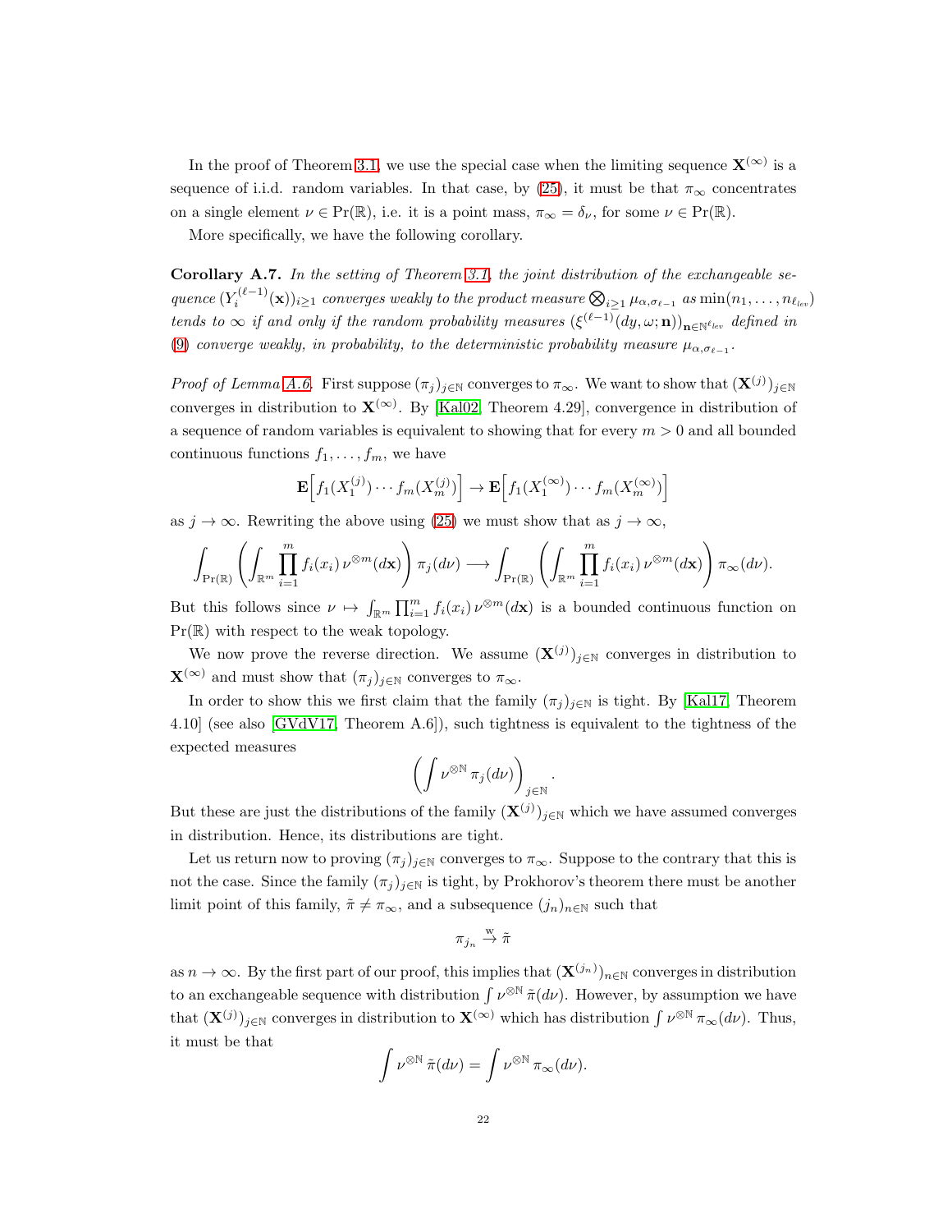In the proof of Theorem 3.1, we use the special case when the limiting sequence $\mathbf{X}^{(\infty)}$ is a sequence of i.i.d. random variables. In that case, by (25), it must be that $\pi_\infty$ concentrates on a single element $\nu \in \mathrm{Pr}(\mathbb{R})$, i.e. it is a point mass, $\pi_\infty = \delta_\nu$, for some $\nu \in \mathrm{Pr}(\mathbb{R})$.

More specifically, we have the following corollary.

**Corollary A.7.** *In the setting of Theorem 3.1, the joint distribution of the exchangeable sequence $(Y_i^{(\ell-1)}(\mathbf{x}))_{i\geq 1}$ converges weakly to the product measure $\bigotimes_{i\geq 1} \mu_{\alpha,\sigma_{\ell-1}}$ as $\min(n_1,\ldots,n_{\ell_{lev}})$ tends to $\infty$ if and only if the random probability measures $(\xi^{(\ell-1)}(dy,\omega;\mathbf{n}))_{\mathbf{n}\in\mathbb{N}^{\ell_{lev}}}$ defined in (9) converge weakly, in probability, to the deterministic probability measure $\mu_{\alpha,\sigma_{\ell-1}}$.*

*Proof of Lemma A.6.* First suppose $(\pi_j)_{j\in\mathbb{N}}$ converges to $\pi_\infty$. We want to show that $(\mathbf{X}^{(j)})_{j\in\mathbb{N}}$ converges in distribution to $\mathbf{X}^{(\infty)}$. By [Kal02, Theorem 4.29], convergence in distribution of a sequence of random variables is equivalent to showing that for every $m > 0$ and all bounded continuous functions $f_1,\ldots,f_m$, we have

$$\mathbf{E}\Big[f_1(X_1^{(j)})\cdots f_m(X_m^{(j)})\Big] \to \mathbf{E}\Big[f_1(X_1^{(\infty)})\cdots f_m(X_m^{(\infty)})\Big]$$

as $j\to\infty$. Rewriting the above using (25) we must show that as $j\to\infty$,

$$\int_{\mathrm{Pr}(\mathbb{R})}\left(\int_{\mathbb{R}^m}\prod_{i=1}^m f_i(x_i)\,\nu^{\otimes m}(d\mathbf{x})\right)\pi_j(d\nu) \longrightarrow \int_{\mathrm{Pr}(\mathbb{R})}\left(\int_{\mathbb{R}^m}\prod_{i=1}^m f_i(x_i)\,\nu^{\otimes m}(d\mathbf{x})\right)\pi_\infty(d\nu).$$

But this follows since $\nu \mapsto \int_{\mathbb{R}^m}\prod_{i=1}^m f_i(x_i)\,\nu^{\otimes m}(d\mathbf{x})$ is a bounded continuous function on $\mathrm{Pr}(\mathbb{R})$ with respect to the weak topology.

We now prove the reverse direction. We assume $(\mathbf{X}^{(j)})_{j\in\mathbb{N}}$ converges in distribution to $\mathbf{X}^{(\infty)}$ and must show that $(\pi_j)_{j\in\mathbb{N}}$ converges to $\pi_\infty$.

In order to show this we first claim that the family $(\pi_j)_{j\in\mathbb{N}}$ is tight. By [Kal17, Theorem 4.10] (see also [GVdV17, Theorem A.6]), such tightness is equivalent to the tightness of the expected measures

$$\left(\int \nu^{\otimes\mathbb{N}}\,\pi_j(d\nu)\right)_{j\in\mathbb{N}}.$$

But these are just the distributions of the family $(\mathbf{X}^{(j)})_{j\in\mathbb{N}}$ which we have assumed converges in distribution. Hence, its distributions are tight.

Let us return now to proving $(\pi_j)_{j\in\mathbb{N}}$ converges to $\pi_\infty$. Suppose to the contrary that this is not the case. Since the family $(\pi_j)_{j\in\mathbb{N}}$ is tight, by Prokhorov's theorem there must be another limit point of this family, $\tilde{\pi}\neq\pi_\infty$, and a subsequence $(j_n)_{n\in\mathbb{N}}$ such that

$$\pi_{j_n} \xrightarrow{\mathrm{w}} \tilde{\pi}$$

as $n\to\infty$. By the first part of our proof, this implies that $(\mathbf{X}^{(j_n)})_{n\in\mathbb{N}}$ converges in distribution to an exchangeable sequence with distribution $\int \nu^{\otimes\mathbb{N}}\,\tilde{\pi}(d\nu)$. However, by assumption we have that $(\mathbf{X}^{(j)})_{j\in\mathbb{N}}$ converges in distribution to $\mathbf{X}^{(\infty)}$ which has distribution $\int \nu^{\otimes\mathbb{N}}\,\pi_\infty(d\nu)$. Thus, it must be that

$$\int \nu^{\otimes\mathbb{N}}\,\tilde{\pi}(d\nu) = \int \nu^{\otimes\mathbb{N}}\,\pi_\infty(d\nu).$$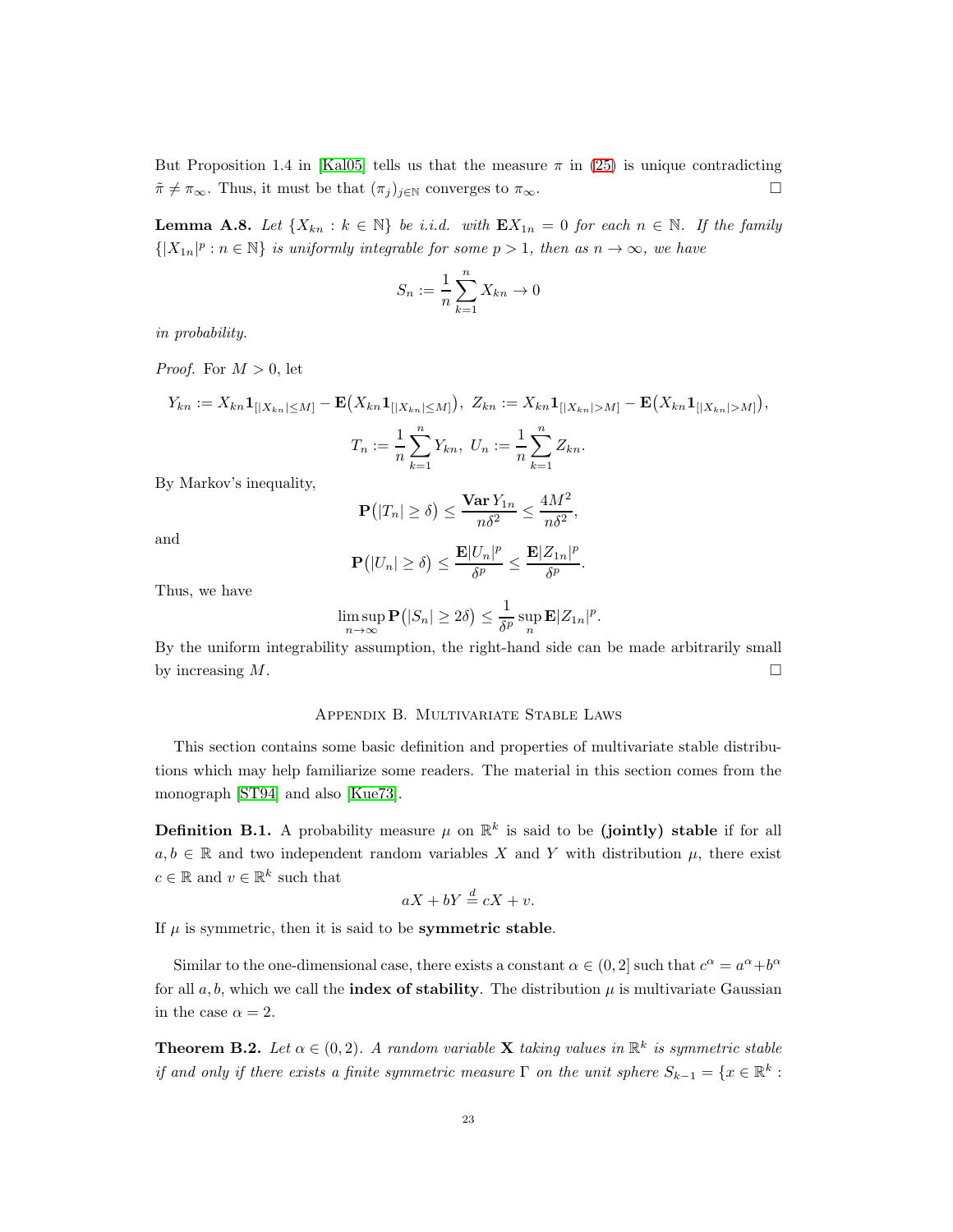But Proposition 1.4 in [Kal05] tells us that the measure $\pi$ in (25) is unique contradicting $\tilde{\pi} \neq \pi_\infty$. Thus, it must be that $(\pi_j)_{j\in\mathbb{N}}$ converges to $\pi_\infty$. $\square$

**Lemma A.8.** *Let $\{X_{kn} : k \in \mathbb{N}\}$ be i.i.d. with $\mathbf{E}X_{1n} = 0$ for each $n \in \mathbb{N}$. If the family $\{|X_{1n}|^p : n \in \mathbb{N}\}$ is uniformly integrable for some $p > 1$, then as $n \to \infty$, we have*

$$S_n := \frac{1}{n}\sum_{k=1}^{n} X_{kn} \to 0$$

*in probability.*

*Proof.* For $M > 0$, let

$$Y_{kn} := X_{kn}\mathbf{1}_{[|X_{kn}|\leq M]} - \mathbf{E}\big(X_{kn}\mathbf{1}_{[|X_{kn}|\leq M]}\big),\ Z_{kn} := X_{kn}\mathbf{1}_{[|X_{kn}|> M]} - \mathbf{E}\big(X_{kn}\mathbf{1}_{[|X_{kn}|> M]}\big),$$

$$T_n := \frac{1}{n}\sum_{k=1}^{n} Y_{kn},\ U_n := \frac{1}{n}\sum_{k=1}^{n} Z_{kn}.$$

By Markov's inequality,

$$\mathbf{P}\big(|T_n| \geq \delta\big) \leq \frac{\mathbf{Var}\, Y_{1n}}{n\delta^2} \leq \frac{4M^2}{n\delta^2},$$

and

$$\mathbf{P}\big(|U_n| \geq \delta\big) \leq \frac{\mathbf{E}|U_n|^p}{\delta^p} \leq \frac{\mathbf{E}|Z_{1n}|^p}{\delta^p}.$$

Thus, we have

$$\limsup_{n\to\infty} \mathbf{P}\big(|S_n| \geq 2\delta\big) \leq \frac{1}{\delta^p}\sup_n \mathbf{E}|Z_{1n}|^p.$$

By the uniform integrability assumption, the right-hand side can be made arbitrarily small by increasing $M$. $\square$

## Appendix B. Multivariate Stable Laws

This section contains some basic definition and properties of multivariate stable distributions which may help familiarize some readers. The material in this section comes from the monograph [ST94] and also [Kue73].

**Definition B.1.** A probability measure $\mu$ on $\mathbb{R}^k$ is said to be **(jointly) stable** if for all $a, b \in \mathbb{R}$ and two independent random variables $X$ and $Y$ with distribution $\mu$, there exist $c \in \mathbb{R}$ and $v \in \mathbb{R}^k$ such that

$$aX + bY \overset{d}{=} cX + v.$$

If $\mu$ is symmetric, then it is said to be **symmetric stable**.

Similar to the one-dimensional case, there exists a constant $\alpha \in (0, 2]$ such that $c^\alpha = a^\alpha + b^\alpha$ for all $a, b$, which we call the **index of stability**. The distribution $\mu$ is multivariate Gaussian in the case $\alpha = 2$.

**Theorem B.2.** *Let $\alpha \in (0, 2)$. A random variable $\mathbf{X}$ taking values in $\mathbb{R}^k$ is symmetric stable if and only if there exists a finite symmetric measure $\Gamma$ on the unit sphere $S_{k-1} = \{x \in \mathbb{R}^k :$*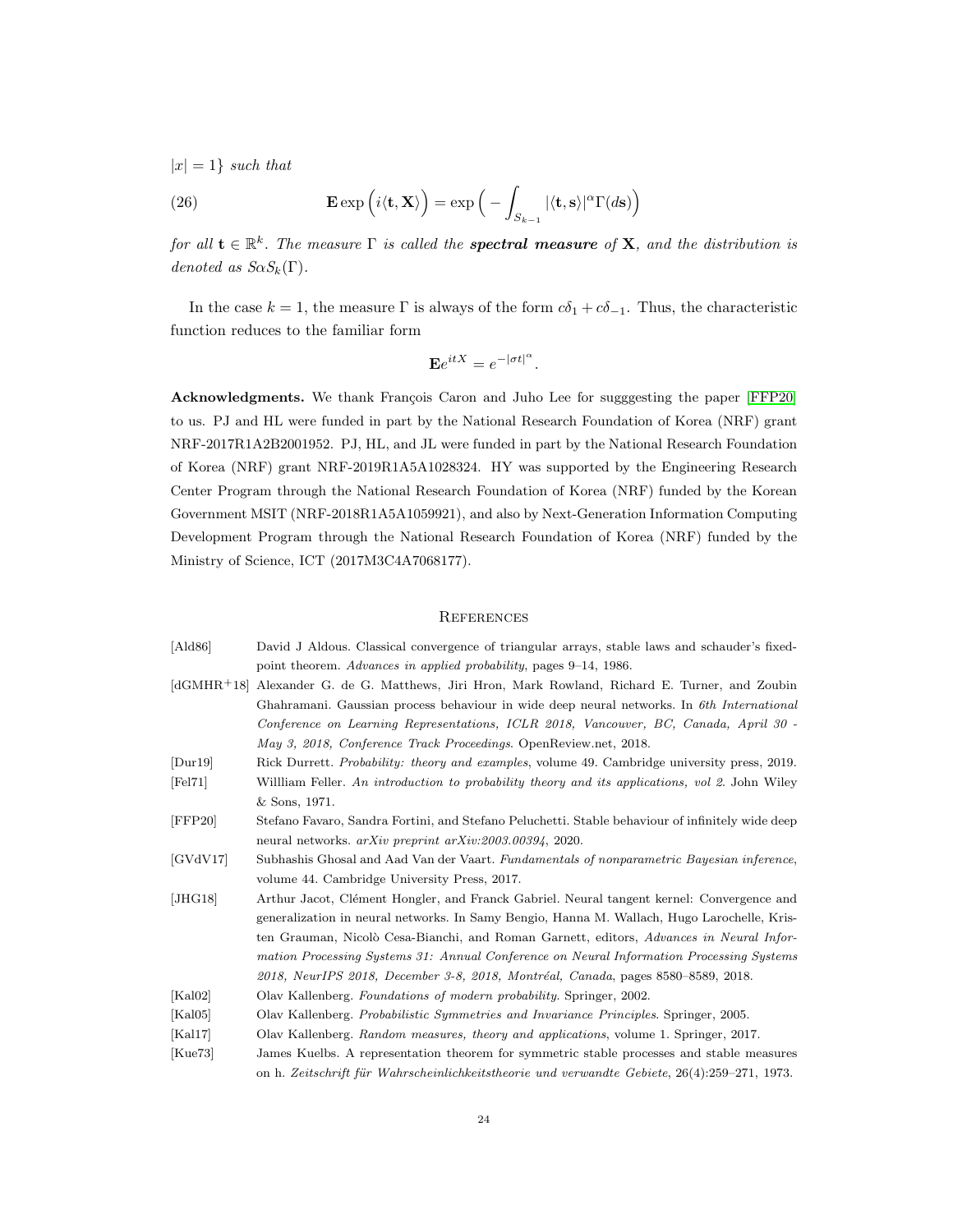$|x| = 1\}$ *such that*

$$\mathbf{E}\exp\Big(i\langle \mathbf{t}, \mathbf{X}\rangle\Big) = \exp\Big(-\int_{S_{k-1}} |\langle \mathbf{t}, \mathbf{s}\rangle|^{\alpha}\Gamma(d\mathbf{s})\Big) \tag{26}$$

*for all* $\mathbf{t} \in \mathbb{R}^k$. *The measure* $\Gamma$ *is called the* ***spectral measure*** *of* $\mathbf{X}$, *and the distribution is denoted as* $S\alpha S_k(\Gamma)$.

In the case $k = 1$, the measure $\Gamma$ is always of the form $c\delta_1 + c\delta_{-1}$. Thus, the characteristic function reduces to the familiar form

$$\mathbf{E}e^{itX} = e^{-|\sigma t|^{\alpha}}.$$

**Acknowledgments.** We thank François Caron and Juho Lee for sugggesting the paper [FFP20] to us. PJ and HL were funded in part by the National Research Foundation of Korea (NRF) grant NRF-2017R1A2B2001952. PJ, HL, and JL were funded in part by the National Research Foundation of Korea (NRF) grant NRF-2019R1A5A1028324. HY was supported by the Engineering Research Center Program through the National Research Foundation of Korea (NRF) funded by the Korean Government MSIT (NRF-2018R1A5A1059921), and also by Next-Generation Information Computing Development Program through the National Research Foundation of Korea (NRF) funded by the Ministry of Science, ICT (2017M3C4A7068177).

## References

[Ald86] David J Aldous. Classical convergence of triangular arrays, stable laws and schauder's fixed-point theorem. *Advances in applied probability*, pages 9–14, 1986.

[dGMHR+18] Alexander G. de G. Matthews, Jiri Hron, Mark Rowland, Richard E. Turner, and Zoubin Ghahramani. Gaussian process behaviour in wide deep neural networks. In *6th International Conference on Learning Representations, ICLR 2018, Vancouver, BC, Canada, April 30 - May 3, 2018, Conference Track Proceedings*. OpenReview.net, 2018.

[Dur19] Rick Durrett. *Probability: theory and examples*, volume 49. Cambridge university press, 2019.

[Fel71] Willliam Feller. *An introduction to probability theory and its applications, vol 2*. John Wiley & Sons, 1971.

[FFP20] Stefano Favaro, Sandra Fortini, and Stefano Peluchetti. Stable behaviour of infinitely wide deep neural networks. *arXiv preprint arXiv:2003.00394*, 2020.

[GVdV17] Subhashis Ghosal and Aad Van der Vaart. *Fundamentals of nonparametric Bayesian inference*, volume 44. Cambridge University Press, 2017.

[JHG18] Arthur Jacot, Clément Hongler, and Franck Gabriel. Neural tangent kernel: Convergence and generalization in neural networks. In Samy Bengio, Hanna M. Wallach, Hugo Larochelle, Kristen Grauman, Nicolò Cesa-Bianchi, and Roman Garnett, editors, *Advances in Neural Information Processing Systems 31: Annual Conference on Neural Information Processing Systems 2018, NeurIPS 2018, December 3-8, 2018, Montréal, Canada*, pages 8580–8589, 2018.

[Kal02] Olav Kallenberg. *Foundations of modern probability*. Springer, 2002.

[Kal05] Olav Kallenberg. *Probabilistic Symmetries and Invariance Principles*. Springer, 2005.

[Kal17] Olav Kallenberg. *Random measures, theory and applications*, volume 1. Springer, 2017.

[Kue73] James Kuelbs. A representation theorem for symmetric stable processes and stable measures on h. *Zeitschrift für Wahrscheinlichkeitstheorie und verwandte Gebiete*, 26(4):259–271, 1973.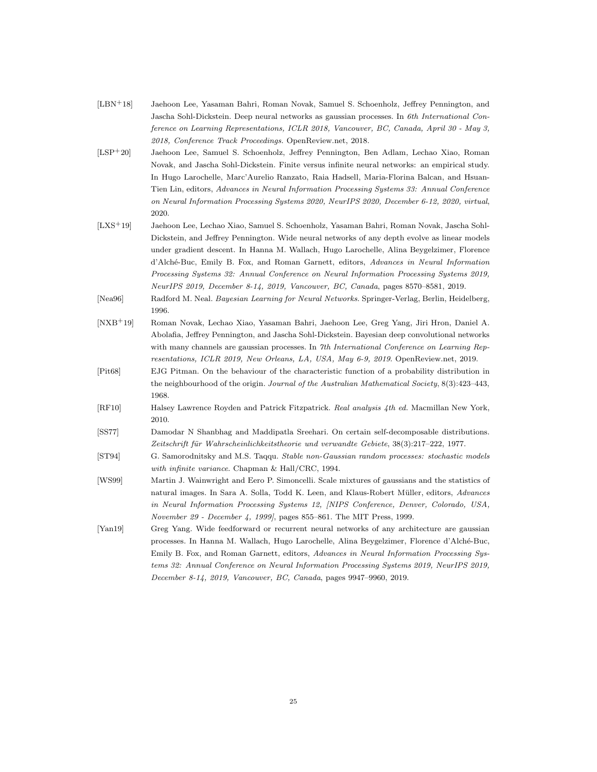[LBN+18] Jaehoon Lee, Yasaman Bahri, Roman Novak, Samuel S. Schoenholz, Jeffrey Pennington, and Jascha Sohl-Dickstein. Deep neural networks as gaussian processes. In *6th International Conference on Learning Representations, ICLR 2018, Vancouver, BC, Canada, April 30 - May 3, 2018, Conference Track Proceedings*. OpenReview.net, 2018.

[LSP+20] Jaehoon Lee, Samuel S. Schoenholz, Jeffrey Pennington, Ben Adlam, Lechao Xiao, Roman Novak, and Jascha Sohl-Dickstein. Finite versus infinite neural networks: an empirical study. In Hugo Larochelle, Marc'Aurelio Ranzato, Raia Hadsell, Maria-Florina Balcan, and Hsuan-Tien Lin, editors, *Advances in Neural Information Processing Systems 33: Annual Conference on Neural Information Processing Systems 2020, NeurIPS 2020, December 6-12, 2020, virtual*, 2020.

[LXS+19] Jaehoon Lee, Lechao Xiao, Samuel S. Schoenholz, Yasaman Bahri, Roman Novak, Jascha Sohl-Dickstein, and Jeffrey Pennington. Wide neural networks of any depth evolve as linear models under gradient descent. In Hanna M. Wallach, Hugo Larochelle, Alina Beygelzimer, Florence d'Alché-Buc, Emily B. Fox, and Roman Garnett, editors, *Advances in Neural Information Processing Systems 32: Annual Conference on Neural Information Processing Systems 2019, NeurIPS 2019, December 8-14, 2019, Vancouver, BC, Canada*, pages 8570–8581, 2019.

[Nea96] Radford M. Neal. *Bayesian Learning for Neural Networks*. Springer-Verlag, Berlin, Heidelberg, 1996.

[NXB+19] Roman Novak, Lechao Xiao, Yasaman Bahri, Jaehoon Lee, Greg Yang, Jiri Hron, Daniel A. Abolafia, Jeffrey Pennington, and Jascha Sohl-Dickstein. Bayesian deep convolutional networks with many channels are gaussian processes. In *7th International Conference on Learning Representations, ICLR 2019, New Orleans, LA, USA, May 6-9, 2019*. OpenReview.net, 2019.

[Pit68] EJG Pitman. On the behaviour of the characteristic function of a probability distribution in the neighbourhood of the origin. *Journal of the Australian Mathematical Society*, 8(3):423–443, 1968.

[RF10] Halsey Lawrence Royden and Patrick Fitzpatrick. *Real analysis 4th ed.* Macmillan New York, 2010.

[SS77] Damodar N Shanbhag and Maddipatla Sreehari. On certain self-decomposable distributions. *Zeitschrift für Wahrscheinlichkeitstheorie und verwandte Gebiete*, 38(3):217–222, 1977.

[ST94] G. Samorodnitsky and M.S. Taqqu. *Stable non-Gaussian random processes: stochastic models with infinite variance*. Chapman & Hall/CRC, 1994.

[WS99] Martin J. Wainwright and Eero P. Simoncelli. Scale mixtures of gaussians and the statistics of natural images. In Sara A. Solla, Todd K. Leen, and Klaus-Robert Müller, editors, *Advances in Neural Information Processing Systems 12, [NIPS Conference, Denver, Colorado, USA, November 29 - December 4, 1999]*, pages 855–861. The MIT Press, 1999.

[Yan19] Greg Yang. Wide feedforward or recurrent neural networks of any architecture are gaussian processes. In Hanna M. Wallach, Hugo Larochelle, Alina Beygelzimer, Florence d'Alché-Buc, Emily B. Fox, and Roman Garnett, editors, *Advances in Neural Information Processing Systems 32: Annual Conference on Neural Information Processing Systems 2019, NeurIPS 2019, December 8-14, 2019, Vancouver, BC, Canada*, pages 9947–9960, 2019.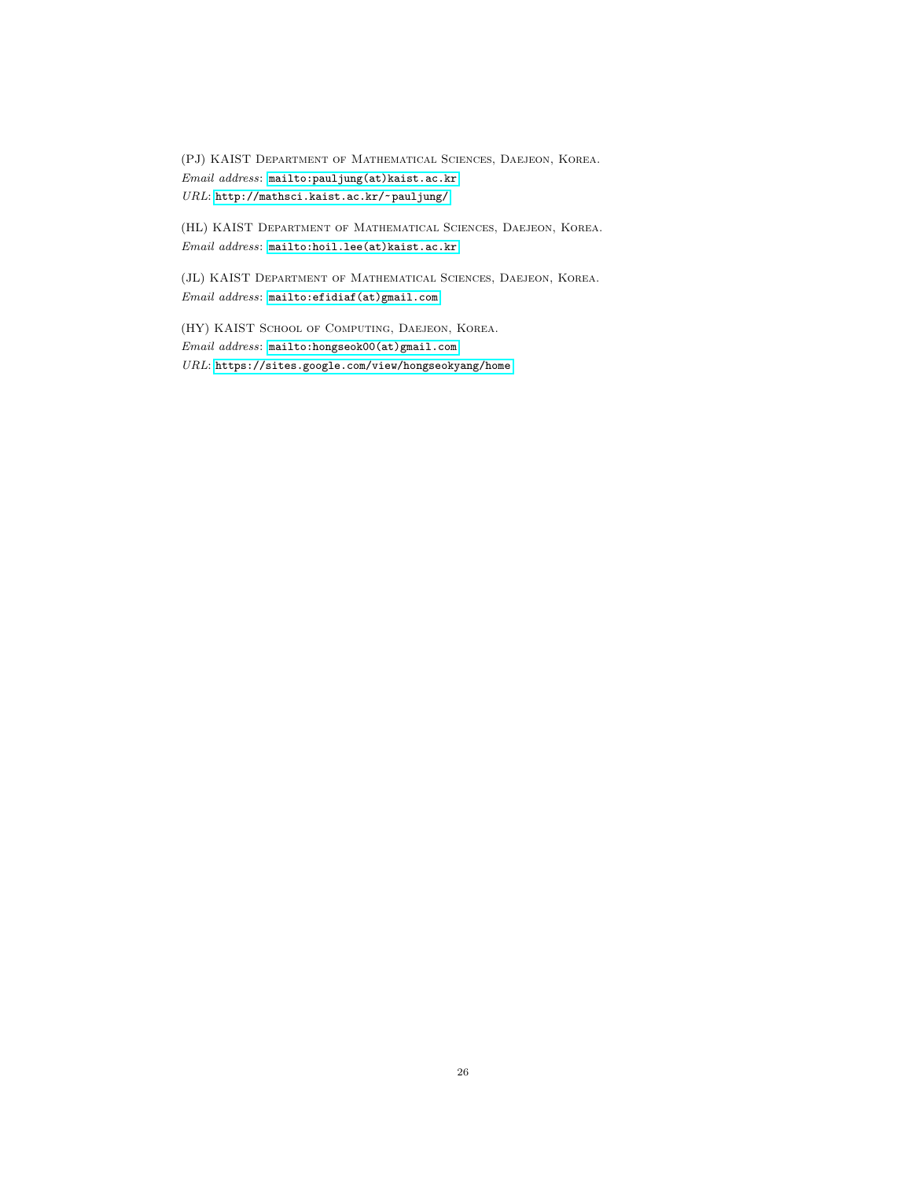(PJ) KAIST Department of Mathematical Sciences, Daejeon, Korea.
*Email address*: mailto:pauljung(at)kaist.ac.kr
*URL*: http://mathsci.kaist.ac.kr/~pauljung/

(HL) KAIST Department of Mathematical Sciences, Daejeon, Korea.
*Email address*: mailto:hoil.lee(at)kaist.ac.kr

(JL) KAIST Department of Mathematical Sciences, Daejeon, Korea.
*Email address*: mailto:efidiaf(at)gmail.com

(HY) KAIST School of Computing, Daejeon, Korea.
*Email address*: mailto:hongseok00(at)gmail.com
*URL*: https://sites.google.com/view/hongseokyang/home